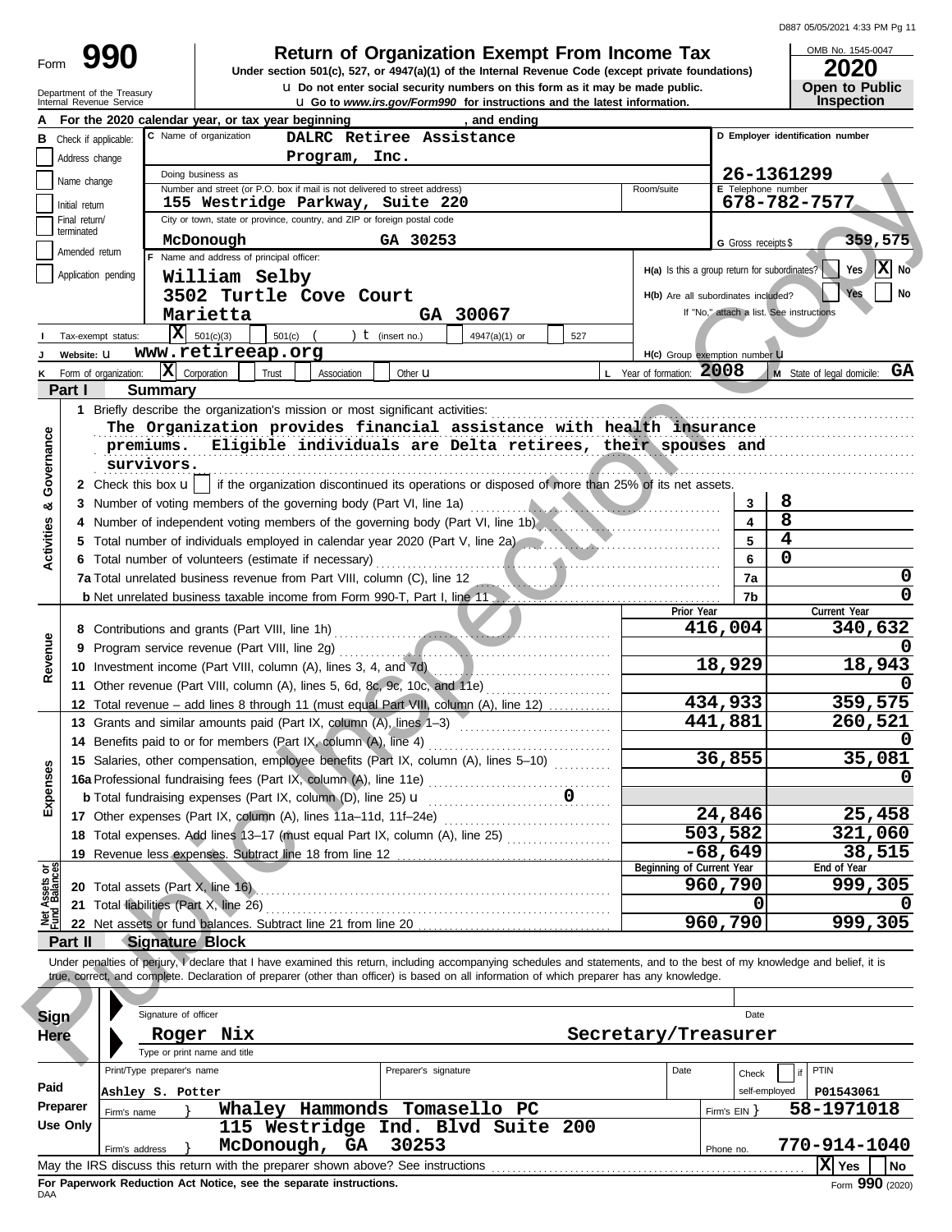# Form 990

## Return of Organization Exempt From Income Tax

Under section 501(c), 527, or 4947(a)(1) of the Internal Revenue Code (except private foundations)

u Do not enter social security numbers on this form as it may be made public.

u Go to *www.irs.gov/Form990* for instructions and the latest information.

Department of the Treasury
Internal Revenue Service

OMB No. 1545-0047

**2020**

**Open to Public Inspection**

**A** For the 2020 calendar year, or tax year beginning , and ending

**B** Check if applicable:
- Address change
- Name change
- Initial return
- Final return/terminated
- Amended return
- Application pending

**C** Name of organization: **DALRC Retiree Assistance Program, Inc.**

Doing business as

Number and street (or P.O. box if mail is not delivered to street address): **155 Westridge Parkway, Suite 220** — Room/suite

City or town, state or province, country, and ZIP or foreign postal code: **McDonough GA 30253**

**D** Employer identification number: **26-1361299**

**E** Telephone number: **678-782-7577**

**G** Gross receipts $ **359,575**

**F** Name and address of principal officer:
**William Selby**
**3502 Turtle Cove Court**
**Marietta GA 30067**

**H(a)** Is this a group return for subordinates? Yes [ ] No [X]

**H(b)** Are all subordinates included? Yes [ ] No [ ]
If "No," attach a list. See instructions

**I** Tax-exempt status: [X] 501(c)(3) [ ] 501(c) ( ) t (insert no.) [ ] 4947(a)(1) or [ ] 527

**J** Website: u **www.retireeap.org**

**H(c)** Group exemption number u

**K** Form of organization: [X] Corporation [ ] Trust [ ] Association [ ] Other u

**L** Year of formation: **2008**

**M** State of legal domicile: **GA**

### Part I Summary

**Activities & Governance**

1 Briefly describe the organization's mission or most significant activities:
The Organization provides financial assistance with health insurance premiums. Eligible individuals are Delta retirees, their spouses and survivors.

2 Check this box u [ ] if the organization discontinued its operations or disposed of more than 25% of its net assets.

| | | | |
|---|---|---|---|
| 3 | Number of voting members of the governing body (Part VI, line 1a) | 3 | 8 |
| 4 | Number of independent voting members of the governing body (Part VI, line 1b) | 4 | 8 |
| 5 | Total number of individuals employed in calendar year 2020 (Part V, line 2a) | 5 | 4 |
| 6 | Total number of volunteers (estimate if necessary) | 6 | 0 |
| 7a | Total unrelated business revenue from Part VIII, column (C), line 12 | 7a | 0 |
| b | Net unrelated business taxable income from Form 990-T, Part I, line 11 | 7b | 0 |

| | | Prior Year | Current Year |
|---|---|---|---|
| **Revenue** | | | |
| 8 | Contributions and grants (Part VIII, line 1h) | 416,004 | 340,632 |
| 9 | Program service revenue (Part VIII, line 2g) | | 0 |
| 10 | Investment income (Part VIII, column (A), lines 3, 4, and 7d) | 18,929 | 18,943 |
| 11 | Other revenue (Part VIII, column (A), lines 5, 6d, 8c, 9c, 10c, and 11e) | | 0 |
| 12 | Total revenue – add lines 8 through 11 (must equal Part VIII, column (A), line 12) | 434,933 | 359,575 |
| **Expenses** | | | |
| 13 | Grants and similar amounts paid (Part IX, column (A), lines 1–3) | 441,881 | 260,521 |
| 14 | Benefits paid to or for members (Part IX, column (A), line 4) | | 0 |
| 15 | Salaries, other compensation, employee benefits (Part IX, column (A), lines 5–10) | 36,855 | 35,081 |
| 16a | Professional fundraising fees (Part IX, column (A), line 11e) | | 0 |
| b | Total fundraising expenses (Part IX, column (D), line 25) u 0 | | |
| 17 | Other expenses (Part IX, column (A), lines 11a–11d, 11f–24e) | 24,846 | 25,458 |
| 18 | Total expenses. Add lines 13–17 (must equal Part IX, column (A), line 25) | 503,582 | 321,060 |
| 19 | Revenue less expenses. Subtract line 18 from line 12 | -68,649 | 38,515 |

| | | Beginning of Current Year | End of Year |
|---|---|---|---|
| **Net Assets or Fund Balances** | | | |
| 20 | Total assets (Part X, line 16) | 960,790 | 999,305 |
| 21 | Total liabilities (Part X, line 26) | 0 | 0 |
| 22 | Net assets or fund balances. Subtract line 21 from line 20 | 960,790 | 999,305 |

### Part II Signature Block

Under penalties of perjury, I declare that I have examined this return, including accompanying schedules and statements, and to the best of my knowledge and belief, it is true, correct, and complete. Declaration of preparer (other than officer) is based on all information of which preparer has any knowledge.

**Sign Here**

Signature of officer — Date

**Roger Nix** — **Secretary/Treasurer**

Type or print name and title

**Paid Preparer Use Only**

| Print/Type preparer's name | Preparer's signature | Date | Check [ ] if self-employed | PTIN |
|---|---|---|---|---|
| Ashley S. Potter | | | | P01543061 |

Firm's name } **Whaley Hammonds Tomasello PC** — Firm's EIN } **58-1971018**

Firm's address } **115 Westridge Ind. Blvd Suite 200, McDonough, GA 30253** — Phone no. **770-914-1040**

May the IRS discuss this return with the preparer shown above? See instructions [X] Yes [ ] No

**For Paperwork Reduction Act Notice, see the separate instructions.**

Form **990** (2020)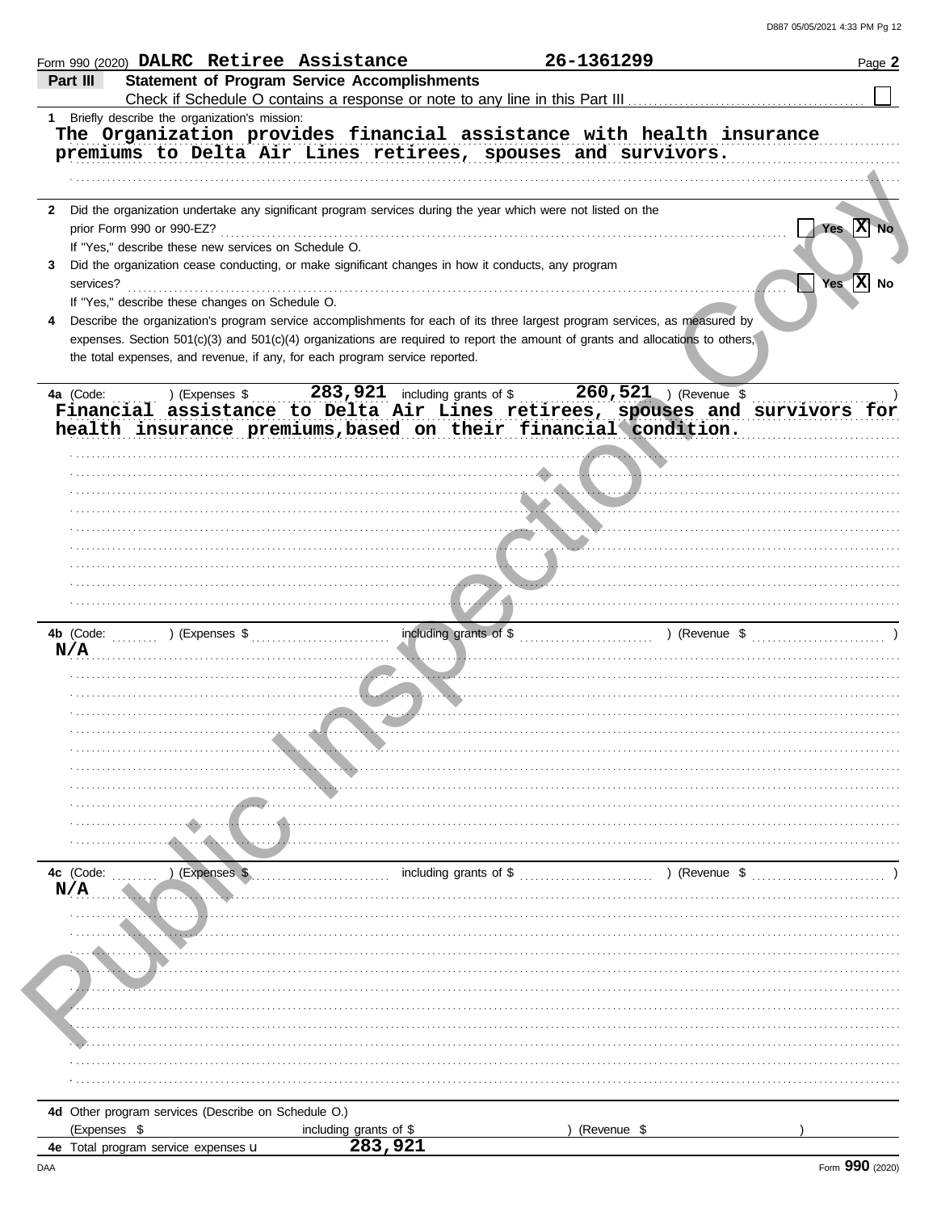Form 990 (2020) **DALRC Retiree Assistance** **26-1361299** Page **2**

## Part III Statement of Program Service Accomplishments

Check if Schedule O contains a response or note to any line in this Part III ☐

**1** Briefly describe the organization's mission:

The Organization provides financial assistance with health insurance premiums to Delta Air Lines retirees, spouses and survivors.

**2** Did the organization undertake any significant program services during the year which were not listed on the prior Form 990 or 990-EZ? ☐ Yes ☒ No

If "Yes," describe these new services on Schedule O.

**3** Did the organization cease conducting, or make significant changes in how it conducts, any program services? ☐ Yes ☒ No

If "Yes," describe these changes on Schedule O.

**4** Describe the organization's program service accomplishments for each of its three largest program services, as measured by expenses. Section 501(c)(3) and 501(c)(4) organizations are required to report the amount of grants and allocations to others, the total expenses, and revenue, if any, for each program service reported.

**4a** (Code: ) (Expenses $ 283,921 including grants of $ 260,521 ) (Revenue $ )

Financial assistance to Delta Air Lines retirees, spouses and survivors for health insurance premiums,based on their financial condition.

**4b** (Code: ) (Expenses $ including grants of $ ) (Revenue $ )

N/A

**4c** (Code: ) (Expenses $ including grants of $ ) (Revenue $ )

N/A

**4d** Other program services (Describe on Schedule O.)

(Expenses $ including grants of $ ) (Revenue $ )

**4e** Total program service expenses 283,921

Form **990** (2020)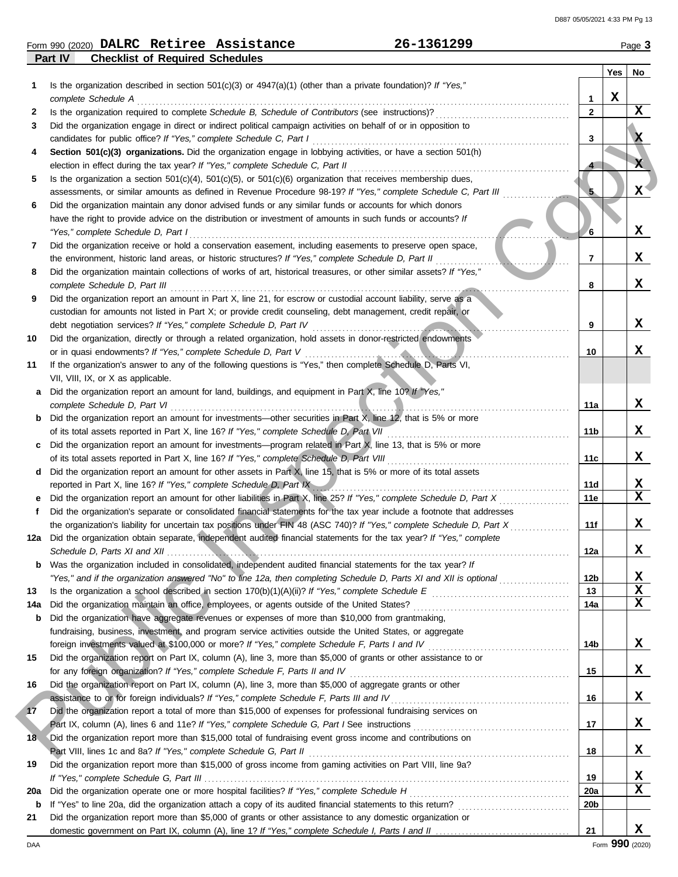Form 990 (2020) **DALRC Retiree Assistance** **26-1361299** Page **3**

**Part IV** **Checklist of Required Schedules**

| | | | Yes | No |
|---|---|---|---|---|
| 1 | Is the organization described in section 501(c)(3) or 4947(a)(1) (other than a private foundation)? *If "Yes," complete Schedule A* | 1 | X | |
| 2 | Is the organization required to complete *Schedule B, Schedule of Contributors* (see instructions)? | 2 | | X |
| 3 | Did the organization engage in direct or indirect political campaign activities on behalf of or in opposition to candidates for public office? *If "Yes," complete Schedule C, Part I* | 3 | | X |
| 4 | **Section 501(c)(3) organizations.** Did the organization engage in lobbying activities, or have a section 501(h) election in effect during the tax year? *If "Yes," complete Schedule C, Part II* | 4 | | X |
| 5 | Is the organization a section 501(c)(4), 501(c)(5), or 501(c)(6) organization that receives membership dues, assessments, or similar amounts as defined in Revenue Procedure 98-19? *If "Yes," complete Schedule C, Part III* | 5 | | X |
| 6 | Did the organization maintain any donor advised funds or any similar funds or accounts for which donors have the right to provide advice on the distribution or investment of amounts in such funds or accounts? *If "Yes," complete Schedule D, Part I* | 6 | | X |
| 7 | Did the organization receive or hold a conservation easement, including easements to preserve open space, the environment, historic land areas, or historic structures? *If "Yes," complete Schedule D, Part II* | 7 | | X |
| 8 | Did the organization maintain collections of works of art, historical treasures, or other similar assets? *If "Yes," complete Schedule D, Part III* | 8 | | X |
| 9 | Did the organization report an amount in Part X, line 21, for escrow or custodial account liability, serve as a custodian for amounts not listed in Part X; or provide credit counseling, debt management, credit repair, or debt negotiation services? *If "Yes," complete Schedule D, Part IV* | 9 | | X |
| 10 | Did the organization, directly or through a related organization, hold assets in donor-restricted endowments or in quasi endowments? *If "Yes," complete Schedule D, Part V* | 10 | | X |
| 11 | If the organization's answer to any of the following questions is "Yes," then complete Schedule D, Parts VI, VII, VIII, IX, or X as applicable. | | | |
| a | Did the organization report an amount for land, buildings, and equipment in Part X, line 10? *If "Yes," complete Schedule D, Part VI* | 11a | | X |
| b | Did the organization report an amount for investments—other securities in Part X, line 12, that is 5% or more of its total assets reported in Part X, line 16? *If "Yes," complete Schedule D, Part VII* | 11b | | X |
| c | Did the organization report an amount for investments—program related in Part X, line 13, that is 5% or more of its total assets reported in Part X, line 16? *If "Yes," complete Schedule D, Part VIII* | 11c | | X |
| d | Did the organization report an amount for other assets in Part X, line 15, that is 5% or more of its total assets reported in Part X, line 16? *If "Yes," complete Schedule D, Part IX* | 11d | | X |
| e | Did the organization report an amount for other liabilities in Part X, line 25? *If "Yes," complete Schedule D, Part X* | 11e | | X |
| f | Did the organization's separate or consolidated financial statements for the tax year include a footnote that addresses the organization's liability for uncertain tax positions under FIN 48 (ASC 740)? *If "Yes," complete Schedule D, Part X* | 11f | | X |
| 12a | Did the organization obtain separate, independent audited financial statements for the tax year? *If "Yes," complete Schedule D, Parts XI and XII* | 12a | | X |
| b | Was the organization included in consolidated, independent audited financial statements for the tax year? *If "Yes," and if the organization answered "No" to line 12a, then completing Schedule D, Parts XI and XII is optional* | 12b | | X |
| 13 | Is the organization a school described in section 170(b)(1)(A)(ii)? *If "Yes," complete Schedule E* | 13 | | X |
| 14a | Did the organization maintain an office, employees, or agents outside of the United States? | 14a | | X |
| b | Did the organization have aggregate revenues or expenses of more than $10,000 from grantmaking, fundraising, business, investment, and program service activities outside the United States, or aggregate foreign investments valued at $100,000 or more? *If "Yes," complete Schedule F, Parts I and IV* | 14b | | X |
| 15 | Did the organization report on Part IX, column (A), line 3, more than $5,000 of grants or other assistance to or for any foreign organization? *If "Yes," complete Schedule F, Parts II and IV* | 15 | | X |
| 16 | Did the organization report on Part IX, column (A), line 3, more than $5,000 of aggregate grants or other assistance to or for foreign individuals? *If "Yes," complete Schedule F, Parts III and IV* | 16 | | X |
| 17 | Did the organization report a total of more than $15,000 of expenses for professional fundraising services on Part IX, column (A), lines 6 and 11e? *If "Yes," complete Schedule G, Part I* See instructions | 17 | | X |
| 18 | Did the organization report more than $15,000 total of fundraising event gross income and contributions on Part VIII, lines 1c and 8a? *If "Yes," complete Schedule G, Part II* | 18 | | X |
| 19 | Did the organization report more than $15,000 of gross income from gaming activities on Part VIII, line 9a? *If "Yes," complete Schedule G, Part III* | 19 | | X |
| 20a | Did the organization operate one or more hospital facilities? *If "Yes," complete Schedule H* | 20a | | X |
| b | If "Yes" to line 20a, did the organization attach a copy of its audited financial statements to this return? | 20b | | |
| 21 | Did the organization report more than $5,000 of grants or other assistance to any domestic organization or domestic government on Part IX, column (A), line 1? *If "Yes," complete Schedule I, Parts I and II* | 21 | | X |

Form **990** (2020)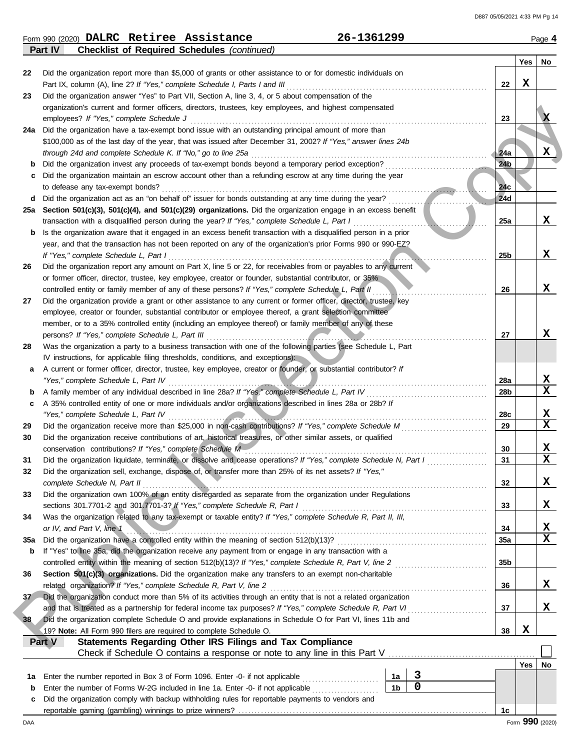Form 990 (2020) **DALRC Retiree Assistance** **26-1361299** Page **4**

**Part IV — Checklist of Required Schedules** *(continued)*

| | | | Yes | No |
|---|---|---|---|---|
| 22 | Did the organization report more than $5,000 of grants or other assistance to or for domestic individuals on Part IX, column (A), line 2? *If "Yes," complete Schedule I, Parts I and III* | 22 | X | |
| 23 | Did the organization answer "Yes" to Part VII, Section A, line 3, 4, or 5 about compensation of the organization's current and former officers, directors, trustees, key employees, and highest compensated employees? *If "Yes," complete Schedule J* | 23 | | X |
| 24a | Did the organization have a tax-exempt bond issue with an outstanding principal amount of more than $100,000 as of the last day of the year, that was issued after December 31, 2002? *If "Yes," answer lines 24b through 24d and complete Schedule K. If "No," go to line 25a* | 24a | | X |
| b | Did the organization invest any proceeds of tax-exempt bonds beyond a temporary period exception? | 24b | | |
| c | Did the organization maintain an escrow account other than a refunding escrow at any time during the year to defease any tax-exempt bonds? | 24c | | |
| d | Did the organization act as an "on behalf of" issuer for bonds outstanding at any time during the year? | 24d | | |
| 25a | **Section 501(c)(3), 501(c)(4), and 501(c)(29) organizations.** Did the organization engage in an excess benefit transaction with a disqualified person during the year? *If "Yes," complete Schedule L, Part I* | 25a | | X |
| b | Is the organization aware that it engaged in an excess benefit transaction with a disqualified person in a prior year, and that the transaction has not been reported on any of the organization's prior Forms 990 or 990-EZ? *If "Yes," complete Schedule L, Part I* | 25b | | X |
| 26 | Did the organization report any amount on Part X, line 5 or 22, for receivables from or payables to any current or former officer, director, trustee, key employee, creator or founder, substantial contributor, or 35% controlled entity or family member of any of these persons? *If "Yes," complete Schedule L, Part II* | 26 | | X |
| 27 | Did the organization provide a grant or other assistance to any current or former officer, director, trustee, key employee, creator or founder, substantial contributor or employee thereof, a grant selection committee member, or to a 35% controlled entity (including an employee thereof) or family member of any of these persons? *If "Yes," complete Schedule L, Part III* | 27 | | X |
| 28 | Was the organization a party to a business transaction with one of the following parties (see Schedule L, Part IV instructions, for applicable filing thresholds, conditions, and exceptions): | | | |
| a | A current or former officer, director, trustee, key employee, creator or founder, or substantial contributor? *If "Yes," complete Schedule L, Part IV* | 28a | | X |
| b | A family member of any individual described in line 28a? *If "Yes," complete Schedule L, Part IV* | 28b | | X |
| c | A 35% controlled entity of one or more individuals and/or organizations described in lines 28a or 28b? *If "Yes," complete Schedule L, Part IV* | 28c | | X |
| 29 | Did the organization receive more than $25,000 in non-cash contributions? *If "Yes," complete Schedule M* | 29 | | X |
| 30 | Did the organization receive contributions of art, historical treasures, or other similar assets, or qualified conservation contributions? *If "Yes," complete Schedule M* | 30 | | X |
| 31 | Did the organization liquidate, terminate, or dissolve and cease operations? *If "Yes," complete Schedule N, Part I* | 31 | | X |
| 32 | Did the organization sell, exchange, dispose of, or transfer more than 25% of its net assets? *If "Yes," complete Schedule N, Part II* | 32 | | X |
| 33 | Did the organization own 100% of an entity disregarded as separate from the organization under Regulations sections 301.7701-2 and 301.7701-3? *If "Yes," complete Schedule R, Part I* | 33 | | X |
| 34 | Was the organization related to any tax-exempt or taxable entity? *If "Yes," complete Schedule R, Part II, III, or IV, and Part V, line 1* | 34 | | X |
| 35a | Did the organization have a controlled entity within the meaning of section 512(b)(13)? | 35a | | X |
| b | If "Yes" to line 35a, did the organization receive any payment from or engage in any transaction with a controlled entity within the meaning of section 512(b)(13)? *If "Yes," complete Schedule R, Part V, line 2* | 35b | | |
| 36 | **Section 501(c)(3) organizations.** Did the organization make any transfers to an exempt non-charitable related organization? *If "Yes," complete Schedule R, Part V, line 2* | 36 | | X |
| 37 | Did the organization conduct more than 5% of its activities through an entity that is not a related organization and that is treated as a partnership for federal income tax purposes? *If "Yes," complete Schedule R, Part VI* | 37 | | X |
| 38 | Did the organization complete Schedule O and provide explanations in Schedule O for Part VI, lines 11b and 19? **Note:** All Form 990 filers are required to complete Schedule O. | 38 | X | |

**Part V — Statements Regarding Other IRS Filings and Tax Compliance**

Check if Schedule O contains a response or note to any line in this Part V ☐

| | | | | | Yes | No |
|---|---|---|---|---|---|---|
| 1a | Enter the number reported in Box 3 of Form 1096. Enter -0- if not applicable | 1a | 3 | | | |
| b | Enter the number of Forms W-2G included in line 1a. Enter -0- if not applicable | 1b | 0 | | | |
| c | Did the organization comply with backup withholding rules for reportable payments to vendors and reportable gaming (gambling) winnings to prize winners? | | | 1c | | |

Form **990** (2020)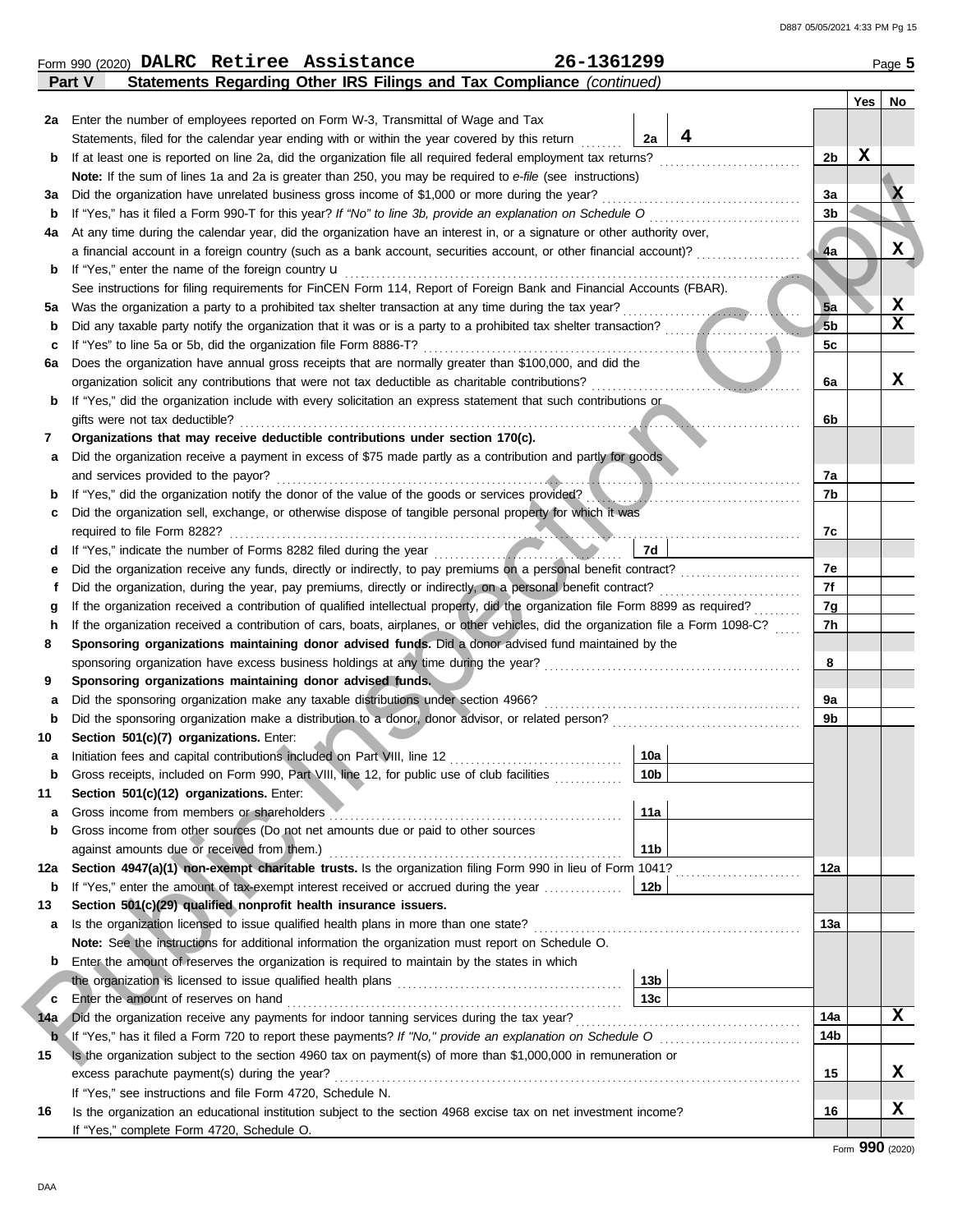Form 990 (2020) **DALRC Retiree Assistance** **26-1361299** Page **5**

## Part V Statements Regarding Other IRS Filings and Tax Compliance *(continued)*

| | | | | Yes | No |
|---|---|---|---|---|---|
| **2a** | Enter the number of employees reported on Form W-3, Transmittal of Wage and Tax Statements, filed for the calendar year ending with or within the year covered by this return | 2a: **4** | | | |
| **b** | If at least one is reported on line 2a, did the organization file all required federal employment tax returns? | | 2b | X | |
| | **Note:** If the sum of lines 1a and 2a is greater than 250, you may be required to *e-file* (see instructions) | | | | |
| **3a** | Did the organization have unrelated business gross income of $1,000 or more during the year? | | 3a | | X |
| **b** | If "Yes," has it filed a Form 990-T for this year? *If "No" to line 3b, provide an explanation on Schedule O* | | 3b | | |
| **4a** | At any time during the calendar year, did the organization have an interest in, or a signature or other authority over, a financial account in a foreign country (such as a bank account, securities account, or other financial account)? | | 4a | | X |
| **b** | If "Yes," enter the name of the foreign country u | | | | |
| | See instructions for filing requirements for FinCEN Form 114, Report of Foreign Bank and Financial Accounts (FBAR). | | | | |
| **5a** | Was the organization a party to a prohibited tax shelter transaction at any time during the tax year? | | 5a | | X |
| **b** | Did any taxable party notify the organization that it was or is a party to a prohibited tax shelter transaction? | | 5b | | X |
| **c** | If "Yes" to line 5a or 5b, did the organization file Form 8886-T? | | 5c | | |
| **6a** | Does the organization have annual gross receipts that are normally greater than $100,000, and did the organization solicit any contributions that were not tax deductible as charitable contributions? | | 6a | | X |
| **b** | If "Yes," did the organization include with every solicitation an express statement that such contributions or gifts were not tax deductible? | | 6b | | |
| **7** | **Organizations that may receive deductible contributions under section 170(c).** | | | | |
| **a** | Did the organization receive a payment in excess of $75 made partly as a contribution and partly for goods and services provided to the payor? | | 7a | | |
| **b** | If "Yes," did the organization notify the donor of the value of the goods or services provided? | | 7b | | |
| **c** | Did the organization sell, exchange, or otherwise dispose of tangible personal property for which it was required to file Form 8282? | | 7c | | |
| **d** | If "Yes," indicate the number of Forms 8282 filed during the year | 7d | | | |
| **e** | Did the organization receive any funds, directly or indirectly, to pay premiums on a personal benefit contract? | | 7e | | |
| **f** | Did the organization, during the year, pay premiums, directly or indirectly, on a personal benefit contract? | | 7f | | |
| **g** | If the organization received a contribution of qualified intellectual property, did the organization file Form 8899 as required? | | 7g | | |
| **h** | If the organization received a contribution of cars, boats, airplanes, or other vehicles, did the organization file a Form 1098-C? | | 7h | | |
| **8** | **Sponsoring organizations maintaining donor advised funds.** Did a donor advised fund maintained by the sponsoring organization have excess business holdings at any time during the year? | | 8 | | |
| **9** | **Sponsoring organizations maintaining donor advised funds.** | | | | |
| **a** | Did the sponsoring organization make any taxable distributions under section 4966? | | 9a | | |
| **b** | Did the sponsoring organization make a distribution to a donor, donor advisor, or related person? | | 9b | | |
| **10** | **Section 501(c)(7) organizations.** Enter: | | | | |
| **a** | Initiation fees and capital contributions included on Part VIII, line 12 | 10a | | | |
| **b** | Gross receipts, included on Form 990, Part VIII, line 12, for public use of club facilities | 10b | | | |
| **11** | **Section 501(c)(12) organizations.** Enter: | | | | |
| **a** | Gross income from members or shareholders | 11a | | | |
| **b** | Gross income from other sources (Do not net amounts due or paid to other sources against amounts due or received from them.) | 11b | | | |
| **12a** | **Section 4947(a)(1) non-exempt charitable trusts.** Is the organization filing Form 990 in lieu of Form 1041? | | 12a | | |
| **b** | If "Yes," enter the amount of tax-exempt interest received or accrued during the year | 12b | | | |
| **13** | **Section 501(c)(29) qualified nonprofit health insurance issuers.** | | | | |
| **a** | Is the organization licensed to issue qualified health plans in more than one state? | | 13a | | |
| | **Note:** See the instructions for additional information the organization must report on Schedule O. | | | | |
| **b** | Enter the amount of reserves the organization is required to maintain by the states in which the organization is licensed to issue qualified health plans | 13b | | | |
| **c** | Enter the amount of reserves on hand | 13c | | | |
| **14a** | Did the organization receive any payments for indoor tanning services during the tax year? | | 14a | | X |
| **b** | If "Yes," has it filed a Form 720 to report these payments? *If "No," provide an explanation on Schedule O* | | 14b | | |
| **15** | Is the organization subject to the section 4960 tax on payment(s) of more than $1,000,000 in remuneration or excess parachute payment(s) during the year? | | 15 | | X |
| | If "Yes," see instructions and file Form 4720, Schedule N. | | | | |
| **16** | Is the organization an educational institution subject to the section 4968 excise tax on net investment income? | | 16 | | X |
| | If "Yes," complete Form 4720, Schedule O. | | | | |

Form **990** (2020)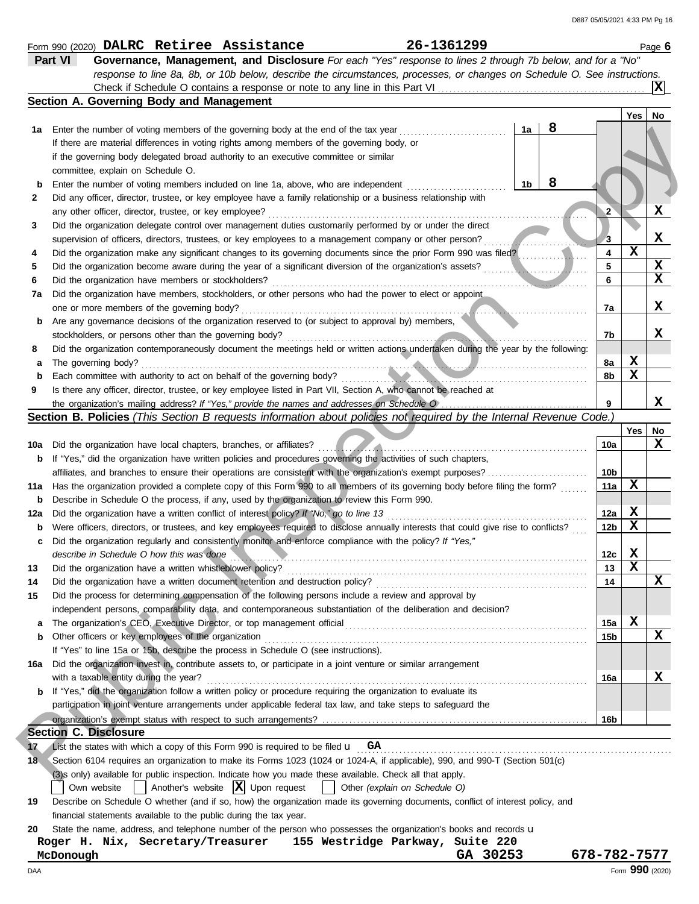Form 990 (2020) **DALRC Retiree Assistance** **26-1361299** Page **6**

## Part VI Governance, Management, and Disclosure

*For each "Yes" response to lines 2 through 7b below, and for a "No" response to line 8a, 8b, or 10b below, describe the circumstances, processes, or changes on Schedule O. See instructions.*

Check if Schedule O contains a response or note to any line in this Part VI .......... [X]

### Section A. Governing Body and Management

| | | | | | Yes | No |
|---|---|---|---|---|---|---|
| **1a** | Enter the number of voting members of the governing body at the end of the tax year. If there are material differences in voting rights among members of the governing body, or if the governing body delegated broad authority to an executive committee or similar committee, explain on Schedule O. | 1a | 8 | | | |
| **b** | Enter the number of voting members included on line 1a, above, who are independent | 1b | 8 | | | |
| **2** | Did any officer, director, trustee, or key employee have a family relationship or a business relationship with any other officer, director, trustee, or key employee? | | | 2 | | X |
| **3** | Did the organization delegate control over management duties customarily performed by or under the direct supervision of officers, directors, trustees, or key employees to a management company or other person? | | | 3 | | X |
| **4** | Did the organization make any significant changes to its governing documents since the prior Form 990 was filed? | | | 4 | X | |
| **5** | Did the organization become aware during the year of a significant diversion of the organization's assets? | | | 5 | | X |
| **6** | Did the organization have members or stockholders? | | | 6 | | X |
| **7a** | Did the organization have members, stockholders, or other persons who had the power to elect or appoint one or more members of the governing body? | | | 7a | | X |
| **b** | Are any governance decisions of the organization reserved to (or subject to approval by) members, stockholders, or persons other than the governing body? | | | 7b | | X |
| **8** | Did the organization contemporaneously document the meetings held or written actions undertaken during the year by the following: | | | | | |
| **a** | The governing body? | | | 8a | X | |
| **b** | Each committee with authority to act on behalf of the governing body? | | | 8b | X | |
| **9** | Is there any officer, director, trustee, or key employee listed in Part VII, Section A, who cannot be reached at the organization's mailing address? *If "Yes," provide the names and addresses on Schedule O* | | | 9 | | X |

### Section B. Policies *(This Section B requests information about policies not required by the Internal Revenue Code.)*

| | | | Yes | No |
|---|---|---|---|---|
| **10a** | Did the organization have local chapters, branches, or affiliates? | 10a | | X |
| **b** | If "Yes," did the organization have written policies and procedures governing the activities of such chapters, affiliates, and branches to ensure their operations are consistent with the organization's exempt purposes? | 10b | | |
| **11a** | Has the organization provided a complete copy of this Form 990 to all members of its governing body before filing the form? | 11a | X | |
| **b** | Describe in Schedule O the process, if any, used by the organization to review this Form 990. | | | |
| **12a** | Did the organization have a written conflict of interest policy? *If "No," go to line 13* | 12a | X | |
| **b** | Were officers, directors, or trustees, and key employees required to disclose annually interests that could give rise to conflicts? | 12b | X | |
| **c** | Did the organization regularly and consistently monitor and enforce compliance with the policy? *If "Yes," describe in Schedule O how this was done* | 12c | X | |
| **13** | Did the organization have a written whistleblower policy? | 13 | X | |
| **14** | Did the organization have a written document retention and destruction policy? | 14 | | X |
| **15** | Did the process for determining compensation of the following persons include a review and approval by independent persons, comparability data, and contemporaneous substantiation of the deliberation and decision? | | | |
| **a** | The organization's CEO, Executive Director, or top management official | 15a | X | |
| **b** | Other officers or key employees of the organization | 15b | | X |
| | If "Yes" to line 15a or 15b, describe the process in Schedule O (see instructions). | | | |
| **16a** | Did the organization invest in, contribute assets to, or participate in a joint venture or similar arrangement with a taxable entity during the year? | 16a | | X |
| **b** | If "Yes," did the organization follow a written policy or procedure requiring the organization to evaluate its participation in joint venture arrangements under applicable federal tax law, and take steps to safeguard the organization's exempt status with respect to such arrangements? | 16b | | |

### Section C. Disclosure

**17** List the states with which a copy of this Form 990 is required to be filed u **GA**

**18** Section 6104 requires an organization to make its Forms 1023 (1024 or 1024-A, if applicable), 990, and 990-T (Section 501(c)(3)s only) available for public inspection. Indicate how you made these available. Check all that apply.

[ ] Own website [ ] Another's website [X] Upon request [ ] Other *(explain on Schedule O)*

**19** Describe on Schedule O whether (and if so, how) the organization made its governing documents, conflict of interest policy, and financial statements available to the public during the tax year.

**20** State the name, address, and telephone number of the person who possesses the organization's books and records u

**Roger H. Nix, Secretary/Treasurer 155 Westridge Parkway, Suite 220**
**McDonough GA 30253 678-782-7577**

DAA Form **990** (2020)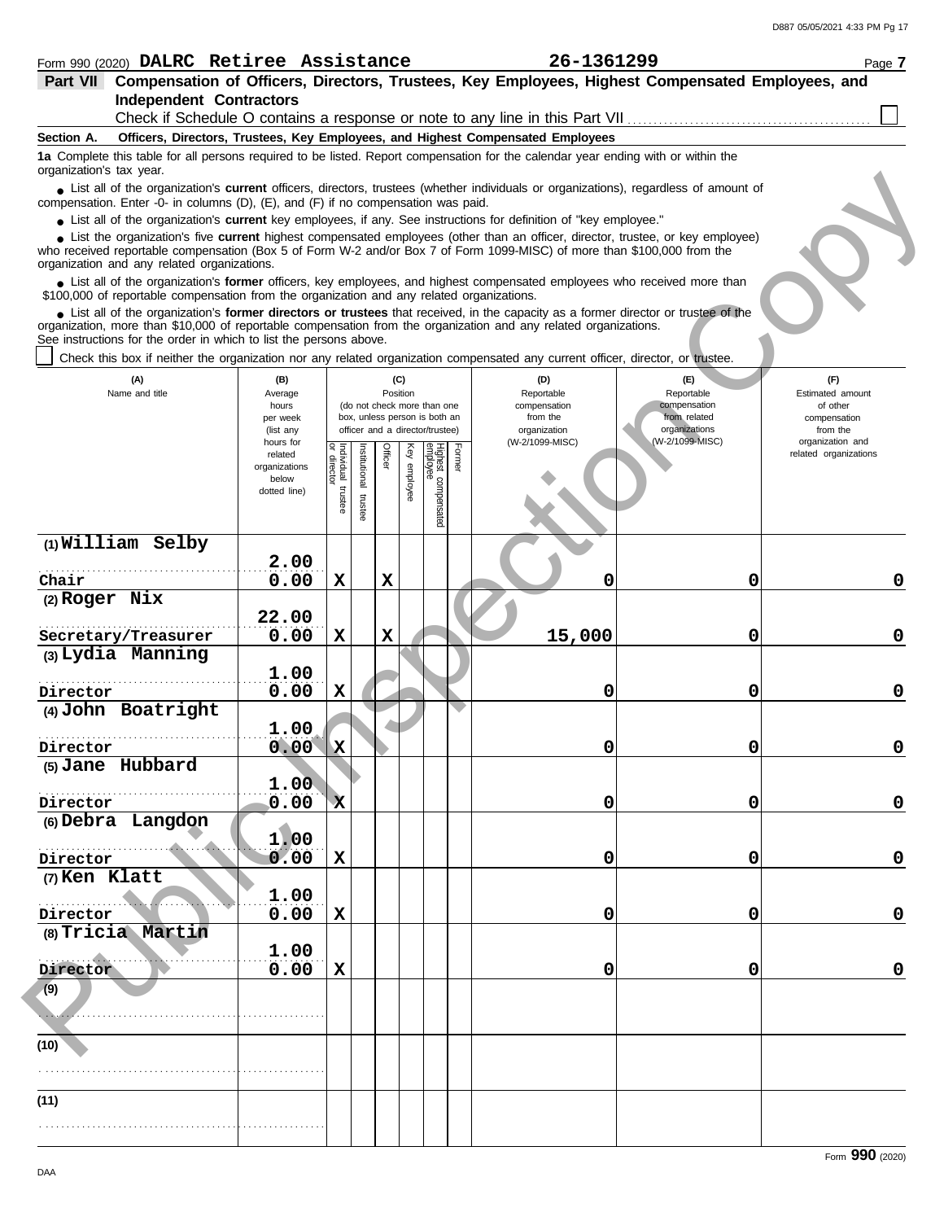Form 990 (2020) **DALRC Retiree Assistance** **26-1361299** Page **7**

## Part VII Compensation of Officers, Directors, Trustees, Key Employees, Highest Compensated Employees, and Independent Contractors

Check if Schedule O contains a response or note to any line in this Part VII ☐

### Section A. Officers, Directors, Trustees, Key Employees, and Highest Compensated Employees

**1a** Complete this table for all persons required to be listed. Report compensation for the calendar year ending with or within the organization's tax year.

- List all of the organization's **current** officers, directors, trustees (whether individuals or organizations), regardless of amount of compensation. Enter -0- in columns (D), (E), and (F) if no compensation was paid.
- List all of the organization's **current** key employees, if any. See instructions for definition of "key employee."
- List the organization's five **current** highest compensated employees (other than an officer, director, trustee, or key employee) who received reportable compensation (Box 5 of Form W-2 and/or Box 7 of Form 1099-MISC) of more than $100,000 from the organization and any related organizations.
- List all of the organization's **former** officers, key employees, and highest compensated employees who received more than $100,000 of reportable compensation from the organization and any related organizations.
- List all of the organization's **former directors or trustees** that received, in the capacity as a former director or trustee of the organization, more than $10,000 of reportable compensation from the organization and any related organizations.

See instructions for the order in which to list the persons above.

☐ Check this box if neither the organization nor any related organization compensated any current officer, director, or trustee.

| (A) Name and title | (B) Average hours per week (list any hours for related organizations below dotted line) | (C) Position: Individual trustee or director | Institutional trustee | Officer | Key employee | Highest compensated employee | Former | (D) Reportable compensation from the organization (W-2/1099-MISC) | (E) Reportable compensation from related organizations (W-2/1099-MISC) | (F) Estimated amount of other compensation from the organization and related organizations |
|---|---|---|---|---|---|---|---|---|---|---|
| (1) William Selby<br>Chair | 2.00<br>0.00 | X | | X | | | | 0 | 0 | 0 |
| (2) Roger Nix<br>Secretary/Treasurer | 22.00<br>0.00 | X | | X | | | | 15,000 | 0 | 0 |
| (3) Lydia Manning<br>Director | 1.00<br>0.00 | X | | | | | | 0 | 0 | 0 |
| (4) John Boatright<br>Director | 1.00<br>0.00 | X | | | | | | 0 | 0 | 0 |
| (5) Jane Hubbard<br>Director | 1.00<br>0.00 | X | | | | | | 0 | 0 | 0 |
| (6) Debra Langdon<br>Director | 1.00<br>0.00 | X | | | | | | 0 | 0 | 0 |
| (7) Ken Klatt<br>Director | 1.00<br>0.00 | X | | | | | | 0 | 0 | 0 |
| (8) Tricia Martin<br>Director | 1.00<br>0.00 | X | | | | | | 0 | 0 | 0 |
| (9) | | | | | | | | | | |
| (10) | | | | | | | | | | |
| (11) | | | | | | | | | | |

Form **990** (2020)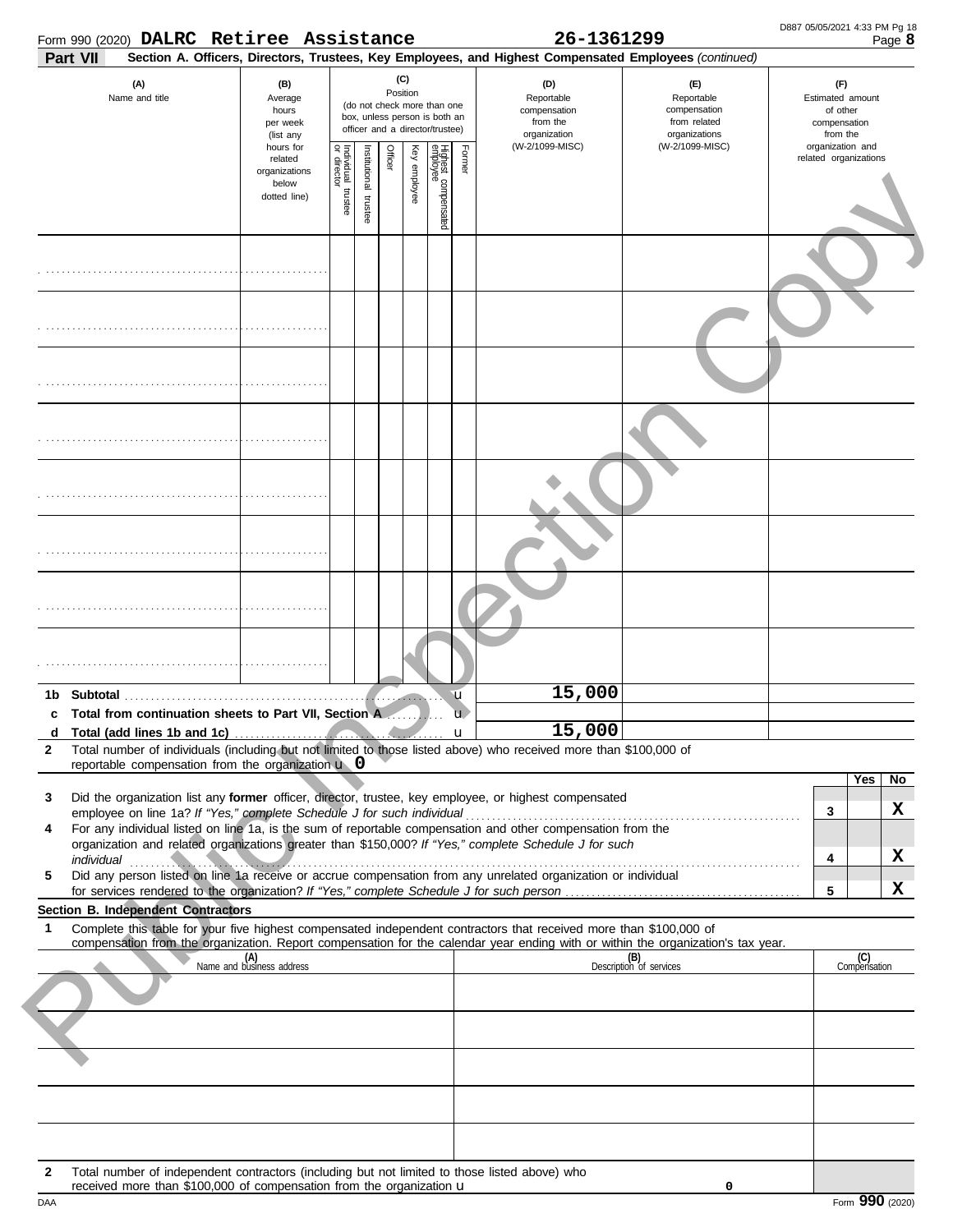Form 990 (2020) **DALRC Retiree Assistance** **26-1361299** Page **8**

**Part VII** **Section A. Officers, Directors, Trustees, Key Employees, and Highest Compensated Employees** *(continued)*

| (A) Name and title | (B) Average hours per week (list any hours for related organizations below dotted line) | (C) Position (do not check more than one box, unless person is both an officer and a director/trustee): Individual trustee or director | Institutional trustee | Officer | Key employee | Highest compensated employee | Former | (D) Reportable compensation from the organization (W-2/1099-MISC) | (E) Reportable compensation from related organizations (W-2/1099-MISC) | (F) Estimated amount of other compensation from the organization and related organizations |
|---|---|---|---|---|---|---|---|---|---|---|
| | | | | | | | | | | |
| | | | | | | | | | | |
| | | | | | | | | | | |
| | | | | | | | | | | |
| | | | | | | | | | | |
| | | | | | | | | | | |
| | | | | | | | | | | |
| | | | | | | | | | | |
| **1b Subtotal** | | | | | | | | 15,000 | | |
| **c Total from continuation sheets to Part VII, Section A** | | | | | | | | | | |
| **d Total (add lines 1b and 1c)** | | | | | | | | 15,000 | | |

**2** Total number of individuals (including but not limited to those listed above) who received more than $100,000 of reportable compensation from the organization u 0

| | | Yes | No |
|---|---|---|---|
| **3** Did the organization list any **former** officer, director, trustee, key employee, or highest compensated employee on line 1a? *If "Yes," complete Schedule J for such individual* | 3 | | X |
| **4** For any individual listed on line 1a, is the sum of reportable compensation and other compensation from the organization and related organizations greater than $150,000? *If "Yes," complete Schedule J for such individual* | 4 | | X |
| **5** Did any person listed on line 1a receive or accrue compensation from any unrelated organization or individual for services rendered to the organization? *If "Yes," complete Schedule J for such person* | 5 | | X |

**Section B. Independent Contractors**

**1** Complete this table for your five highest compensated independent contractors that received more than $100,000 of compensation from the organization. Report compensation for the calendar year ending with or within the organization's tax year.

| (A) Name and business address | (B) Description of services | (C) Compensation |
|---|---|---|
| | | |
| | | |
| | | |
| | | |
| | | |

**2** Total number of independent contractors (including but not limited to those listed above) who received more than $100,000 of compensation from the organization u 0

Form **990** (2020)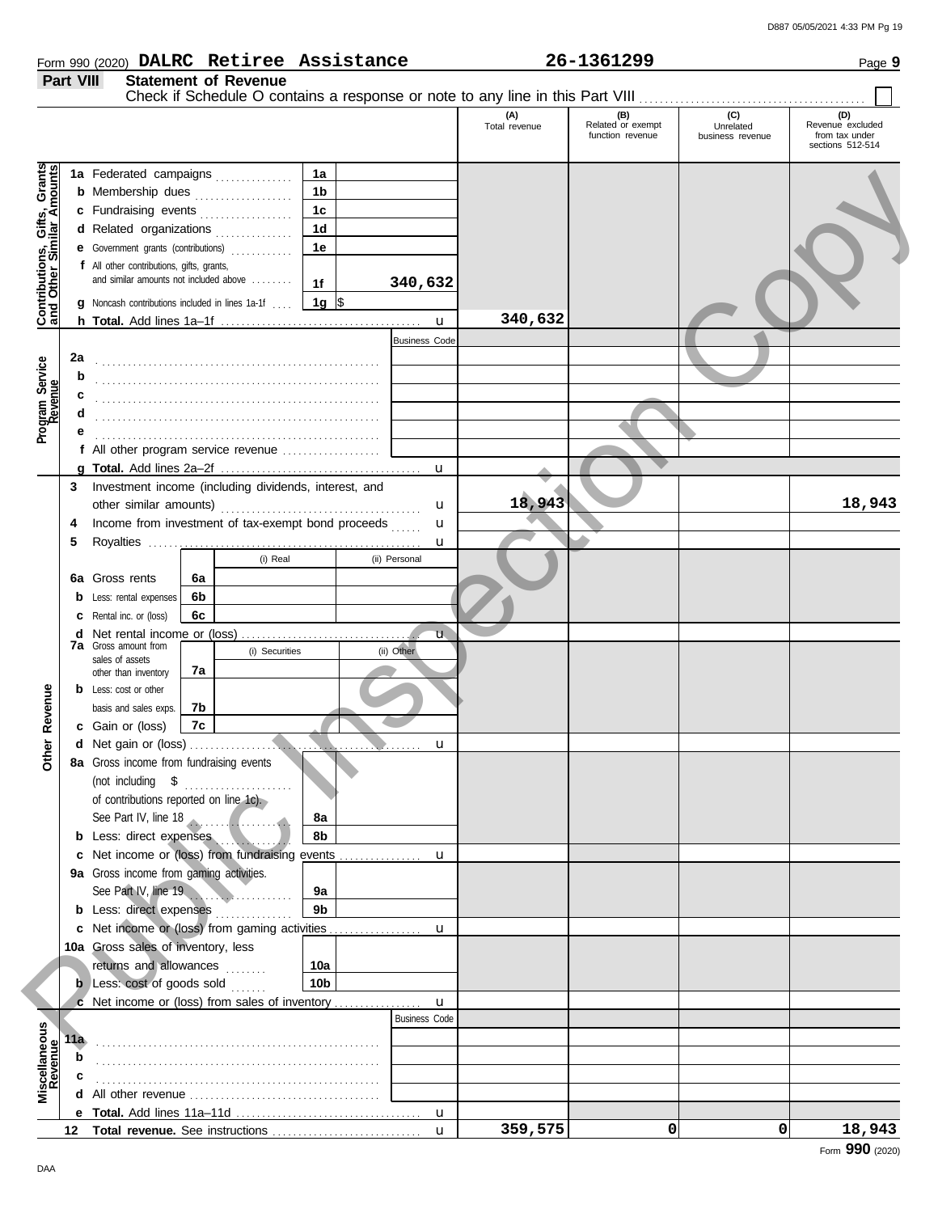Form 990 (2020) **DALRC Retiree Assistance** **26-1361299** Page **9**

## Part VIII Statement of Revenue

Check if Schedule O contains a response or note to any line in this Part VIII ☐

| | | | (A) Total revenue | (B) Related or exempt function revenue | (C) Unrelated business revenue | (D) Revenue excluded from tax under sections 512-514 |
|---|---|---|---|---|---|---|
| **Contributions, Gifts, Grants and Other Similar Amounts** | 1a Federated campaigns | 1a | | | | |
| | b Membership dues | 1b | | | | |
| | c Fundraising events | 1c | | | | |
| | d Related organizations | 1d | | | | |
| | e Government grants (contributions) | 1e | | | | |
| | f All other contributions, gifts, grants, and similar amounts not included above | 1f 340,632 | | | | |
| | g Noncash contributions included in lines 1a-1f | 1g $ | | | | |
| | h **Total.** Add lines 1a–1f | | 340,632 | | | |
| **Program Service Revenue** | | Business Code | | | | |
| | 2a | | | | | |
| | b | | | | | |
| | c | | | | | |
| | d | | | | | |
| | e | | | | | |
| | f All other program service revenue | | | | | |
| | g **Total.** Add lines 2a–2f | | | | | |
| **Other Revenue** | 3 Investment income (including dividends, interest, and other similar amounts) | | 18,943 | | | 18,943 |
| | 4 Income from investment of tax-exempt bond proceeds | | | | | |
| | 5 Royalties | | | | | |
| | 6a Gross rents — 6a (i) Real / (ii) Personal | | | | | |
| | b Less: rental expenses — 6b | | | | | |
| | c Rental inc. or (loss) — 6c | | | | | |
| | d Net rental income or (loss) | | | | | |
| | 7a Gross amount from sales of assets other than inventory — 7a (i) Securities / (ii) Other | | | | | |
| | b Less: cost or other basis and sales exps. — 7b | | | | | |
| | c Gain or (loss) — 7c | | | | | |
| | d Net gain or (loss) | | | | | |
| | 8a Gross income from fundraising events (not including $ of contributions reported on line 1c). See Part IV, line 18 | 8a | | | | |
| | b Less: direct expenses | 8b | | | | |
| | c Net income or (loss) from fundraising events | | | | | |
| | 9a Gross income from gaming activities. See Part IV, line 19 | 9a | | | | |
| | b Less: direct expenses | 9b | | | | |
| | c Net income or (loss) from gaming activities | | | | | |
| | 10a Gross sales of inventory, less returns and allowances | 10a | | | | |
| | b Less: cost of goods sold | 10b | | | | |
| | c Net income or (loss) from sales of inventory | | | | | |
| **Miscellaneous Revenue** | | Business Code | | | | |
| | 11a | | | | | |
| | b | | | | | |
| | c | | | | | |
| | d All other revenue | | | | | |
| | e **Total.** Add lines 11a–11d | | | | | |
| | 12 **Total revenue.** See instructions | | 359,575 | 0 | 0 | 18,943 |

Form **990** (2020)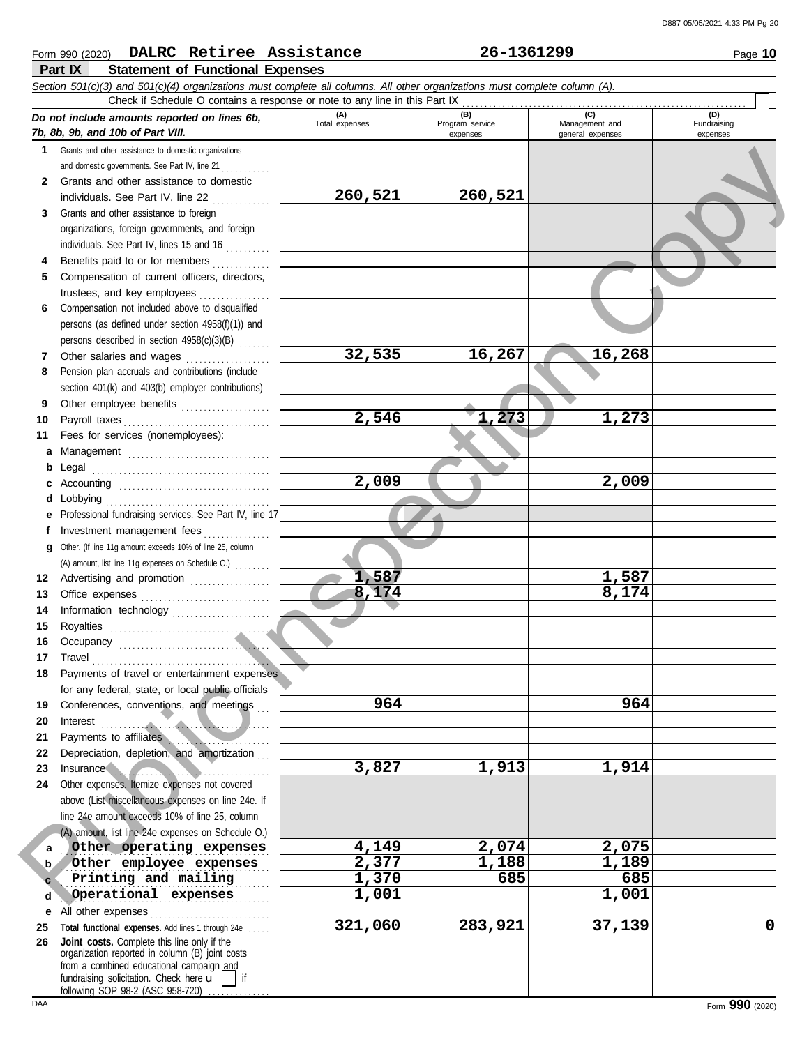Form 990 (2020) **DALRC Retiree Assistance** **26-1361299** Page **10**

## Part IX Statement of Functional Expenses

*Section 501(c)(3) and 501(c)(4) organizations must complete all columns. All other organizations must complete column (A).*

Check if Schedule O contains a response or note to any line in this Part IX

| *Do not include amounts reported on lines 6b, 7b, 8b, 9b, and 10b of Part VIII.* | (A) Total expenses | (B) Program service expenses | (C) Management and general expenses | (D) Fundraising expenses |
|---|---|---|---|---|
| **1** Grants and other assistance to domestic organizations and domestic governments. See Part IV, line 21 | | | | |
| **2** Grants and other assistance to domestic individuals. See Part IV, line 22 | 260,521 | 260,521 | | |
| **3** Grants and other assistance to foreign organizations, foreign governments, and foreign individuals. See Part IV, lines 15 and 16 | | | | |
| **4** Benefits paid to or for members | | | | |
| **5** Compensation of current officers, directors, trustees, and key employees | | | | |
| **6** Compensation not included above to disqualified persons (as defined under section 4958(f)(1)) and persons described in section 4958(c)(3)(B) | | | | |
| **7** Other salaries and wages | 32,535 | 16,267 | 16,268 | |
| **8** Pension plan accruals and contributions (include section 401(k) and 403(b) employer contributions) | | | | |
| **9** Other employee benefits | | | | |
| **10** Payroll taxes | 2,546 | 1,273 | 1,273 | |
| **11** Fees for services (nonemployees): | | | | |
| **a** Management | | | | |
| **b** Legal | | | | |
| **c** Accounting | 2,009 | | 2,009 | |
| **d** Lobbying | | | | |
| **e** Professional fundraising services. See Part IV, line 17 | | | | |
| **f** Investment management fees | | | | |
| **g** Other. (If line 11g amount exceeds 10% of line 25, column (A) amount, list line 11g expenses on Schedule O.) | | | | |
| **12** Advertising and promotion | 1,587 | | 1,587 | |
| **13** Office expenses | 8,174 | | 8,174 | |
| **14** Information technology | | | | |
| **15** Royalties | | | | |
| **16** Occupancy | | | | |
| **17** Travel | | | | |
| **18** Payments of travel or entertainment expenses for any federal, state, or local public officials | | | | |
| **19** Conferences, conventions, and meetings | 964 | | 964 | |
| **20** Interest | | | | |
| **21** Payments to affiliates | | | | |
| **22** Depreciation, depletion, and amortization | | | | |
| **23** Insurance | 3,827 | 1,913 | 1,914 | |
| **24** Other expenses. Itemize expenses not covered above (List miscellaneous expenses on line 24e. If line 24e amount exceeds 10% of line 25, column (A) amount, list line 24e expenses on Schedule O.) | | | | |
| **a** Other operating expenses | 4,149 | 2,074 | 2,075 | |
| **b** Other employee expenses | 2,377 | 1,188 | 1,189 | |
| **c** Printing and mailing | 1,370 | 685 | 685 | |
| **d** Operational expenses | 1,001 | | 1,001 | |
| **e** All other expenses | | | | |
| **25 Total functional expenses.** Add lines 1 through 24e | 321,060 | 283,921 | 37,139 | 0 |
| **26 Joint costs.** Complete this line only if the organization reported in column (B) joint costs from a combined educational campaign and fundraising solicitation. Check here ☐ if following SOP 98-2 (ASC 958-720) | | | | |

Form **990** (2020)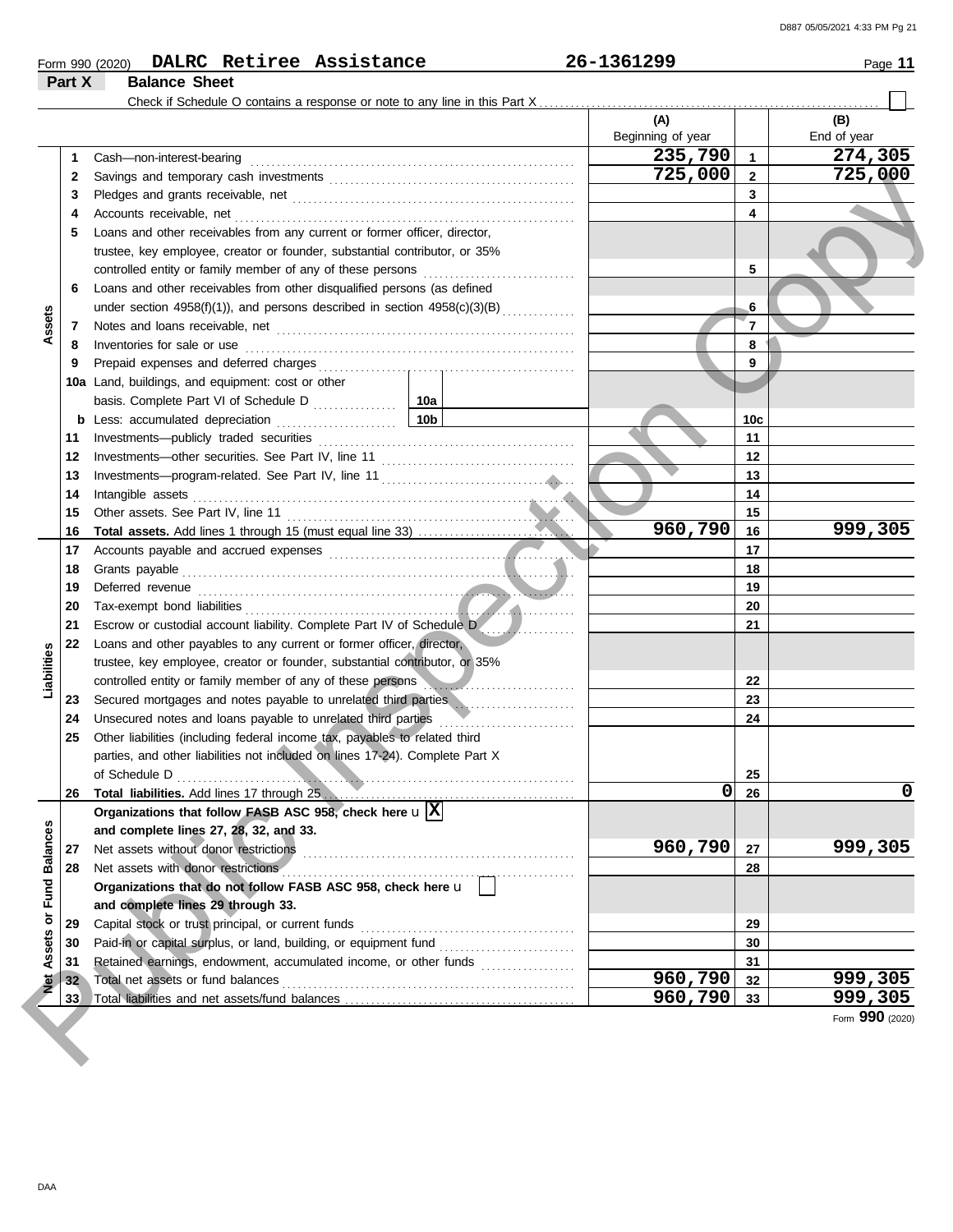Form 990 (2020) **DALRC Retiree Assistance** **26-1361299** Page **11**

**Part X Balance Sheet**

Check if Schedule O contains a response or note to any line in this Part X ☐

| Section | Line | Description | | (A) Beginning of year | | (B) End of year |
|---|---|---|---|---|---|---|
| Assets | 1 | Cash—non-interest-bearing | | 235,790 | 1 | 274,305 |
| | 2 | Savings and temporary cash investments | | 725,000 | 2 | 725,000 |
| | 3 | Pledges and grants receivable, net | | | 3 | |
| | 4 | Accounts receivable, net | | | 4 | |
| | 5 | Loans and other receivables from any current or former officer, director, trustee, key employee, creator or founder, substantial contributor, or 35% controlled entity or family member of any of these persons | | | 5 | |
| | 6 | Loans and other receivables from other disqualified persons (as defined under section 4958(f)(1)), and persons described in section 4958(c)(3)(B) | | | 6 | |
| | 7 | Notes and loans receivable, net | | | 7 | |
| | 8 | Inventories for sale or use | | | 8 | |
| | 9 | Prepaid expenses and deferred charges | | | 9 | |
| | 10a | Land, buildings, and equipment: cost or other basis. Complete Part VI of Schedule D | 10a | | | |
| | b | Less: accumulated depreciation | 10b | | 10c | |
| | 11 | Investments—publicly traded securities | | | 11 | |
| | 12 | Investments—other securities. See Part IV, line 11 | | | 12 | |
| | 13 | Investments—program-related. See Part IV, line 11 | | | 13 | |
| | 14 | Intangible assets | | | 14 | |
| | 15 | Other assets. See Part IV, line 11 | | | 15 | |
| | 16 | **Total assets.** Add lines 1 through 15 (must equal line 33) | | 960,790 | 16 | 999,305 |
| Liabilities | 17 | Accounts payable and accrued expenses | | | 17 | |
| | 18 | Grants payable | | | 18 | |
| | 19 | Deferred revenue | | | 19 | |
| | 20 | Tax-exempt bond liabilities | | | 20 | |
| | 21 | Escrow or custodial account liability. Complete Part IV of Schedule D | | | 21 | |
| | 22 | Loans and other payables to any current or former officer, director, trustee, key employee, creator or founder, substantial contributor, or 35% controlled entity or family member of any of these persons | | | 22 | |
| | 23 | Secured mortgages and notes payable to unrelated third parties | | | 23 | |
| | 24 | Unsecured notes and loans payable to unrelated third parties | | | 24 | |
| | 25 | Other liabilities (including federal income tax, payables to related third parties, and other liabilities not included on lines 17-24). Complete Part X of Schedule D | | | 25 | |
| | 26 | **Total liabilities.** Add lines 17 through 25 | | 0 | 26 | 0 |
| Net Assets or Fund Balances | | **Organizations that follow FASB ASC 958, check here** u ☒ **and complete lines 27, 28, 32, and 33.** | | | | |
| | 27 | Net assets without donor restrictions | | 960,790 | 27 | 999,305 |
| | 28 | Net assets with donor restrictions | | | 28 | |
| | | **Organizations that do not follow FASB ASC 958, check here** u ☐ **and complete lines 29 through 33.** | | | | |
| | 29 | Capital stock or trust principal, or current funds | | | 29 | |
| | 30 | Paid-in or capital surplus, or land, building, or equipment fund | | | 30 | |
| | 31 | Retained earnings, endowment, accumulated income, or other funds | | | 31 | |
| | 32 | Total net assets or fund balances | | 960,790 | 32 | 999,305 |
| | 33 | Total liabilities and net assets/fund balances | | 960,790 | 33 | 999,305 |

Form **990** (2020)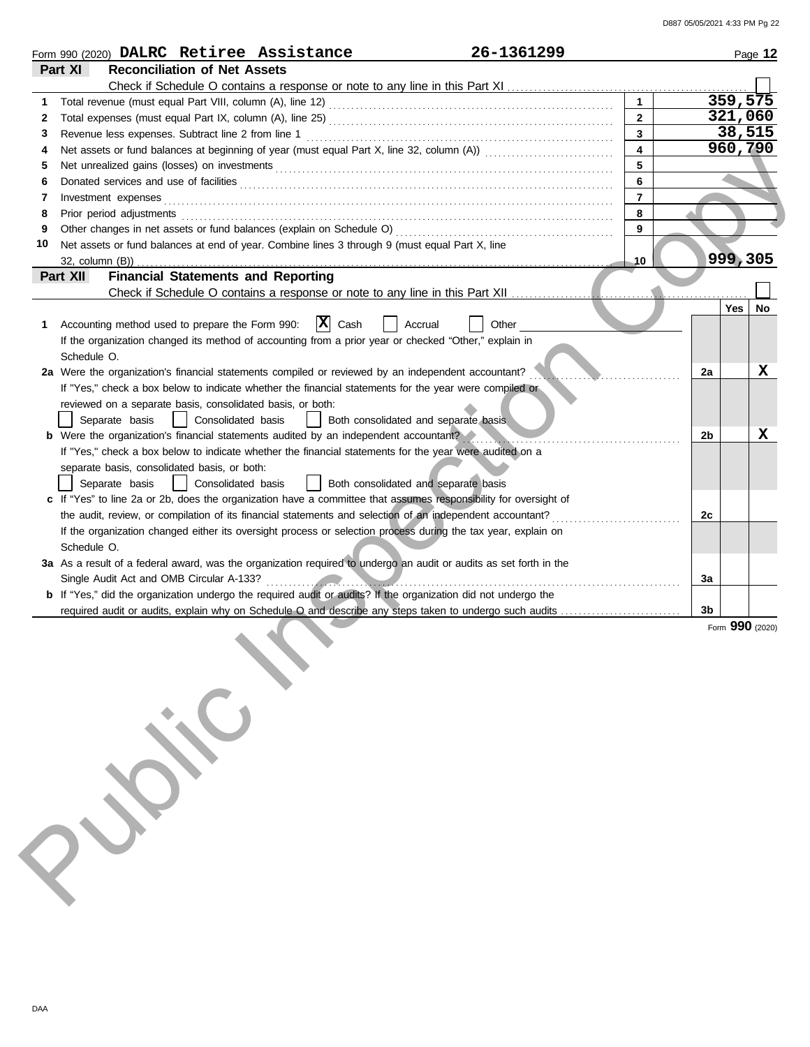Form 990 (2020) **DALRC Retiree Assistance** **26-1361299** Page **12**

## Part XI Reconciliation of Net Assets

Check if Schedule O contains a response or note to any line in this Part XI ☐

| | | | |
|---|---|---|---|
| 1 | Total revenue (must equal Part VIII, column (A), line 12) | 1 | 359,575 |
| 2 | Total expenses (must equal Part IX, column (A), line 25) | 2 | 321,060 |
| 3 | Revenue less expenses. Subtract line 2 from line 1 | 3 | 38,515 |
| 4 | Net assets or fund balances at beginning of year (must equal Part X, line 32, column (A)) | 4 | 960,790 |
| 5 | Net unrealized gains (losses) on investments | 5 | |
| 6 | Donated services and use of facilities | 6 | |
| 7 | Investment expenses | 7 | |
| 8 | Prior period adjustments | 8 | |
| 9 | Other changes in net assets or fund balances (explain on Schedule O) | 9 | |
| 10 | Net assets or fund balances at end of year. Combine lines 3 through 9 (must equal Part X, line 32, column (B)) | 10 | 999,305 |

## Part XII Financial Statements and Reporting

Check if Schedule O contains a response or note to any line in this Part XII ☐

| | | | Yes | No |
|---|---|---|---|---|
| 1 | Accounting method used to prepare the Form 990: ☒ Cash ☐ Accrual ☐ Other<br>If the organization changed its method of accounting from a prior year or checked "Other," explain in Schedule O. | | | |
| 2a | Were the organization's financial statements compiled or reviewed by an independent accountant?<br>If "Yes," check a box below to indicate whether the financial statements for the year were compiled or reviewed on a separate basis, consolidated basis, or both:<br>☐ Separate basis ☐ Consolidated basis ☐ Both consolidated and separate basis | 2a | | X |
| b | Were the organization's financial statements audited by an independent accountant?<br>If "Yes," check a box below to indicate whether the financial statements for the year were audited on a separate basis, consolidated basis, or both:<br>☐ Separate basis ☐ Consolidated basis ☐ Both consolidated and separate basis | 2b | | X |
| c | If "Yes" to line 2a or 2b, does the organization have a committee that assumes responsibility for oversight of the audit, review, or compilation of its financial statements and selection of an independent accountant?<br>If the organization changed either its oversight process or selection process during the tax year, explain on Schedule O. | 2c | | |
| 3a | As a result of a federal award, was the organization required to undergo an audit or audits as set forth in the Single Audit Act and OMB Circular A-133? | 3a | | |
| b | If "Yes," did the organization undergo the required audit or audits? If the organization did not undergo the required audit or audits, explain why on Schedule O and describe any steps taken to undergo such audits | 3b | | |

Form **990** (2020)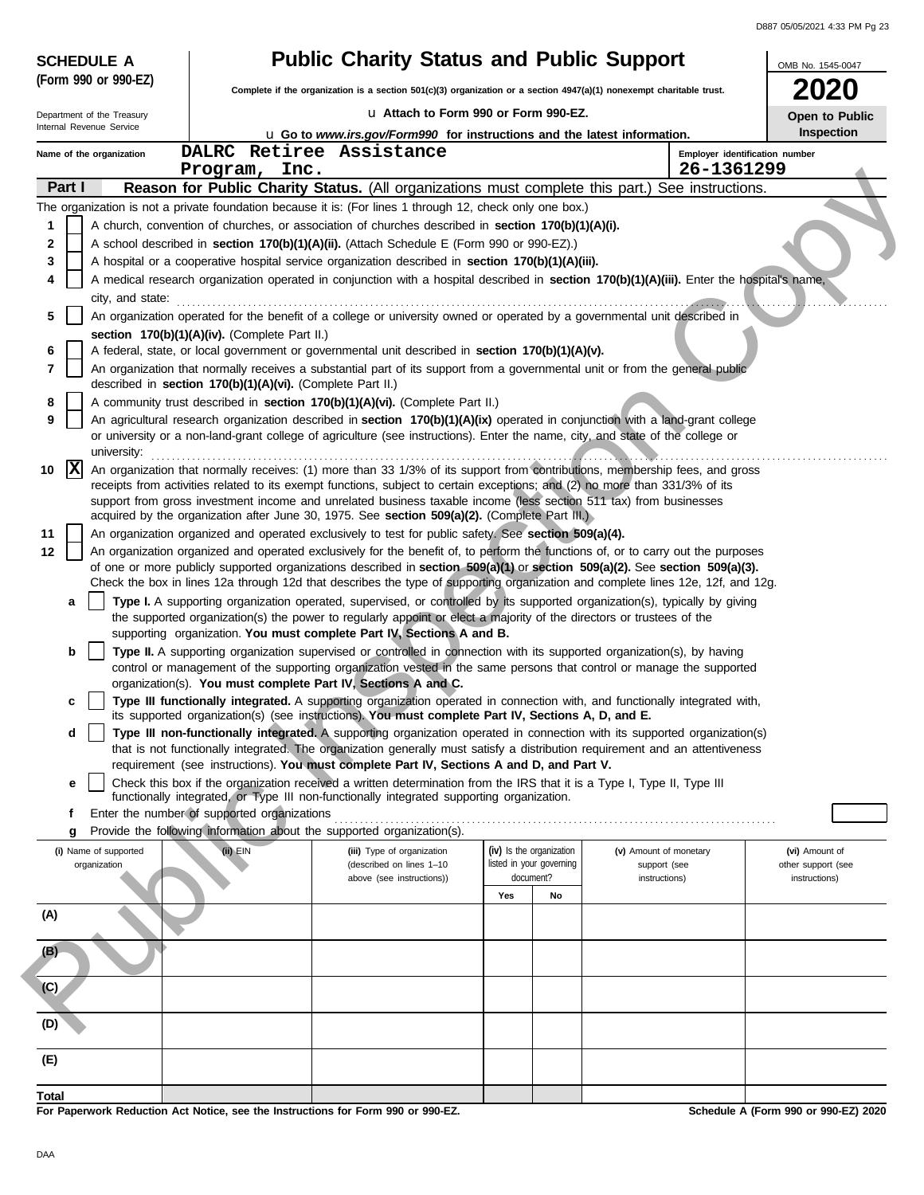**SCHEDULE A (Form 990 or 990-EZ)**

Department of the Treasury
Internal Revenue Service

# Public Charity Status and Public Support

**Complete if the organization is a section 501(c)(3) organization or a section 4947(a)(1) nonexempt charitable trust.**

u **Attach to Form 990 or Form 990-EZ.**

u **Go to *www.irs.gov/Form990* for instructions and the latest information.**

OMB No. 1545-0047

**2020**

**Open to Public Inspection**

**Name of the organization:** DALRC Retiree Assistance Program, Inc.

**Employer identification number:** 26-1361299

## Part I — Reason for Public Charity Status. (All organizations must complete this part.) See instructions.

The organization is not a private foundation because it is: (For lines 1 through 12, check only one box.)

1. [ ] A church, convention of churches, or association of churches described in **section 170(b)(1)(A)(i).**
2. [ ] A school described in **section 170(b)(1)(A)(ii).** (Attach Schedule E (Form 990 or 990-EZ).)
3. [ ] A hospital or a cooperative hospital service organization described in **section 170(b)(1)(A)(iii).**
4. [ ] A medical research organization operated in conjunction with a hospital described in **section 170(b)(1)(A)(iii).** Enter the hospital's name, city, and state:
5. [ ] An organization operated for the benefit of a college or university owned or operated by a governmental unit described in **section 170(b)(1)(A)(iv).** (Complete Part II.)
6. [ ] A federal, state, or local government or governmental unit described in **section 170(b)(1)(A)(v).**
7. [ ] An organization that normally receives a substantial part of its support from a governmental unit or from the general public described in **section 170(b)(1)(A)(vi).** (Complete Part II.)
8. [ ] A community trust described in **section 170(b)(1)(A)(vi).** (Complete Part II.)
9. [ ] An agricultural research organization described in **section 170(b)(1)(A)(ix)** operated in conjunction with a land-grant college or university or a non-land-grant college of agriculture (see instructions). Enter the name, city, and state of the college or university:
10. [X] An organization that normally receives: (1) more than 33 1/3% of its support from contributions, membership fees, and gross receipts from activities related to its exempt functions, subject to certain exceptions; and (2) no more than 331/3% of its support from gross investment income and unrelated business taxable income (less section 511 tax) from businesses acquired by the organization after June 30, 1975. See **section 509(a)(2).** (Complete Part III.)
11. [ ] An organization organized and operated exclusively to test for public safety. See **section 509(a)(4).**
12. [ ] An organization organized and operated exclusively for the benefit of, to perform the functions of, or to carry out the purposes of one or more publicly supported organizations described in **section 509(a)(1)** or **section 509(a)(2).** See **section 509(a)(3).** Check the box in lines 12a through 12d that describes the type of supporting organization and complete lines 12e, 12f, and 12g.
   - **a** [ ] **Type I.** A supporting organization operated, supervised, or controlled by its supported organization(s), typically by giving the supported organization(s) the power to regularly appoint or elect a majority of the directors or trustees of the supporting organization. **You must complete Part IV, Sections A and B.**
   - **b** [ ] **Type II.** A supporting organization supervised or controlled in connection with its supported organization(s), by having control or management of the supporting organization vested in the same persons that control or manage the supported organization(s). **You must complete Part IV, Sections A and C.**
   - **c** [ ] **Type III functionally integrated.** A supporting organization operated in connection with, and functionally integrated with, its supported organization(s) (see instructions). **You must complete Part IV, Sections A, D, and E.**
   - **d** [ ] **Type III non-functionally integrated.** A supporting organization operated in connection with its supported organization(s) that is not functionally integrated. The organization generally must satisfy a distribution requirement and an attentiveness requirement (see instructions). **You must complete Part IV, Sections A and D, and Part V.**
   - **e** [ ] Check this box if the organization received a written determination from the IRS that it is a Type I, Type II, Type III functionally integrated, or Type III non-functionally integrated supporting organization.
   - **f** Enter the number of supported organizations
   - **g** Provide the following information about the supported organization(s).

| (i) Name of supported organization | (ii) EIN | (iii) Type of organization (described on lines 1–10 above (see instructions)) | (iv) Is the organization listed in your governing document? Yes | No | (v) Amount of monetary support (see instructions) | (vi) Amount of other support (see instructions) |
|---|---|---|---|---|---|---|
| (A) | | | | | | |
| (B) | | | | | | |
| (C) | | | | | | |
| (D) | | | | | | |
| (E) | | | | | | |
| **Total** | | | | | | |

**For Paperwork Reduction Act Notice, see the Instructions for Form 990 or 990-EZ.**

**Schedule A (Form 990 or 990-EZ) 2020**

DAA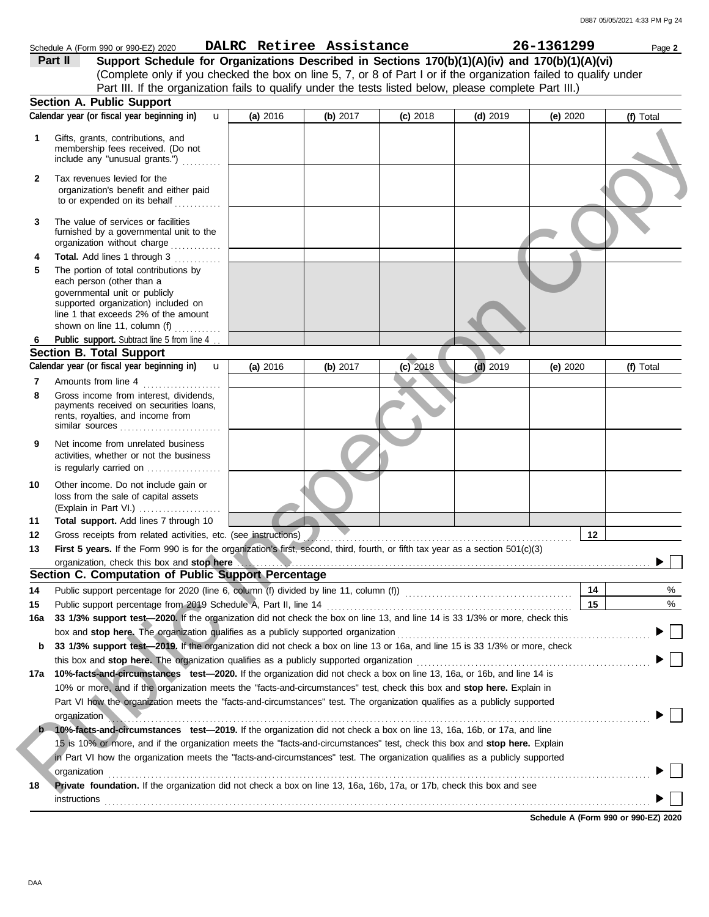Schedule A (Form 990 or 990-EZ) 2020 **DALRC Retiree Assistance** **26-1361299** Page **2**

## Part II Support Schedule for Organizations Described in Sections 170(b)(1)(A)(iv) and 170(b)(1)(A)(vi)

(Complete only if you checked the box on line 5, 7, or 8 of Part I or if the organization failed to qualify under Part III. If the organization fails to qualify under the tests listed below, please complete Part III.)

### Section A. Public Support

| Calendar year (or fiscal year beginning in) | (a) 2016 | (b) 2017 | (c) 2018 | (d) 2019 | (e) 2020 | (f) Total |
|---|---|---|---|---|---|---|
| **1** Gifts, grants, contributions, and membership fees received. (Do not include any "unusual grants.") | | | | | | |
| **2** Tax revenues levied for the organization's benefit and either paid to or expended on its behalf | | | | | | |
| **3** The value of services or facilities furnished by a governmental unit to the organization without charge | | | | | | |
| **4** **Total.** Add lines 1 through 3 | | | | | | |
| **5** The portion of total contributions by each person (other than a governmental unit or publicly supported organization) included on line 1 that exceeds 2% of the amount shown on line 11, column (f) | | | | | | |
| **6** **Public support.** Subtract line 5 from line 4 | | | | | | |

### Section B. Total Support

| Calendar year (or fiscal year beginning in) | (a) 2016 | (b) 2017 | (c) 2018 | (d) 2019 | (e) 2020 | (f) Total |
|---|---|---|---|---|---|---|
| **7** Amounts from line 4 | | | | | | |
| **8** Gross income from interest, dividends, payments received on securities loans, rents, royalties, and income from similar sources | | | | | | |
| **9** Net income from unrelated business activities, whether or not the business is regularly carried on | | | | | | |
| **10** Other income. Do not include gain or loss from the sale of capital assets (Explain in Part VI.) | | | | | | |
| **11** **Total support.** Add lines 7 through 10 | | | | | | |

**12** Gross receipts from related activities, etc. (see instructions) **12**

**13** **First 5 years.** If the Form 990 is for the organization's first, second, third, fourth, or fifth tax year as a section 501(c)(3) organization, check this box and **stop here** ▶ ☐

### Section C. Computation of Public Support Percentage

**14** Public support percentage for 2020 (line 6, column (f) divided by line 11, column (f)) **14** %

**15** Public support percentage from 2019 Schedule A, Part II, line 14 **15** %

**16a** **33 1/3% support test—2020.** If the organization did not check the box on line 13, and line 14 is 33 1/3% or more, check this box and **stop here.** The organization qualifies as a publicly supported organization ▶ ☐

**b** **33 1/3% support test—2019.** If the organization did not check a box on line 13 or 16a, and line 15 is 33 1/3% or more, check this box and **stop here.** The organization qualifies as a publicly supported organization ▶ ☐

**17a** **10%-facts-and-circumstances test—2020.** If the organization did not check a box on line 13, 16a, or 16b, and line 14 is 10% or more, and if the organization meets the "facts-and-circumstances" test, check this box and **stop here.** Explain in Part VI how the organization meets the "facts-and-circumstances" test. The organization qualifies as a publicly supported organization ▶ ☐

**b** **10%-facts-and-circumstances test—2019.** If the organization did not check a box on line 13, 16a, 16b, or 17a, and line 15 is 10% or more, and if the organization meets the "facts-and-circumstances" test, check this box and **stop here.** Explain in Part VI how the organization meets the "facts-and-circumstances" test. The organization qualifies as a publicly supported organization ▶ ☐

**18** **Private foundation.** If the organization did not check a box on line 13, 16a, 16b, 17a, or 17b, check this box and see instructions ▶ ☐

**Schedule A (Form 990 or 990-EZ) 2020**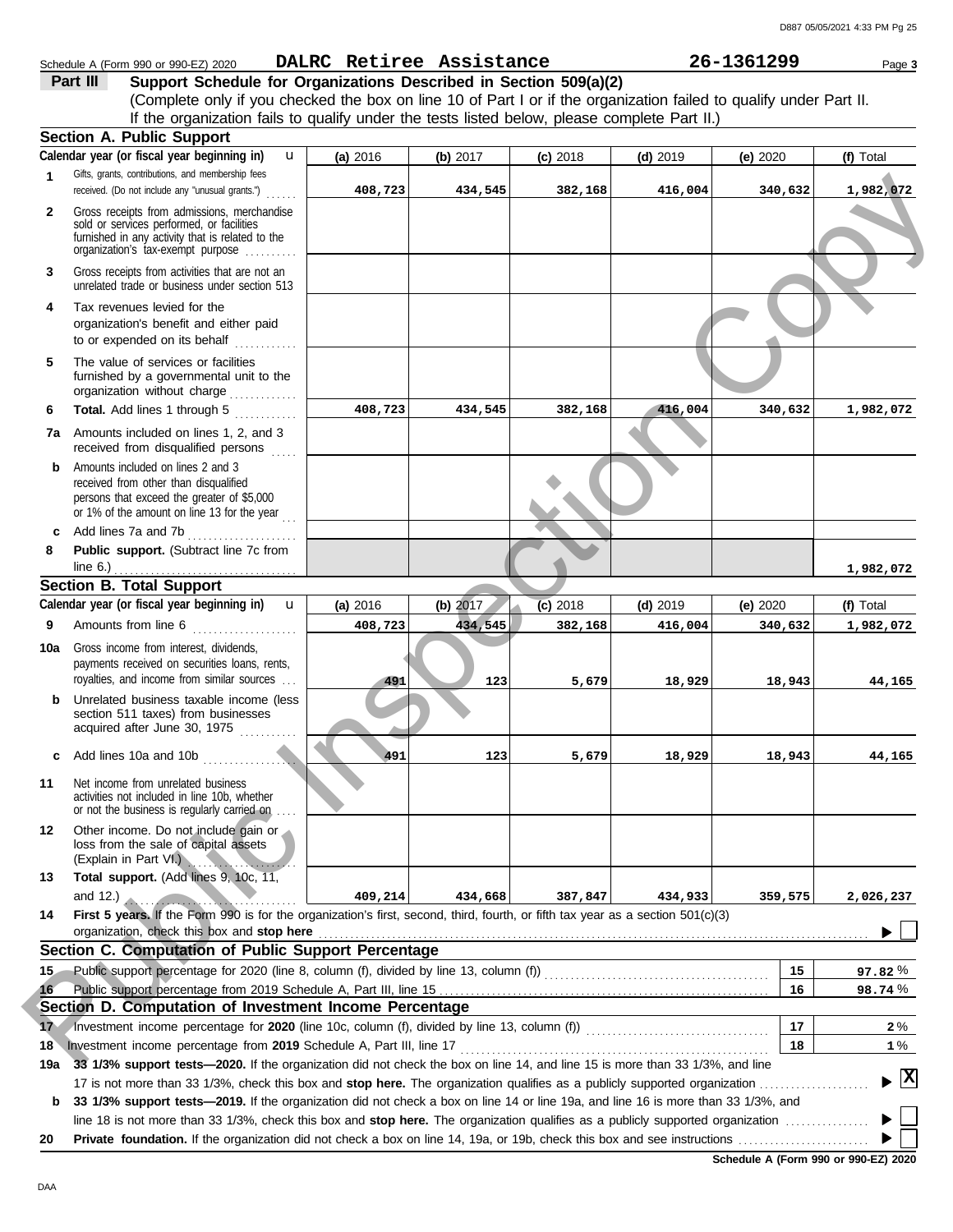Schedule A (Form 990 or 990-EZ) 2020 **DALRC Retiree Assistance** **26-1361299** Page **3**

## Part III — Support Schedule for Organizations Described in Section 509(a)(2)

(Complete only if you checked the box on line 10 of Part I or if the organization failed to qualify under Part II. If the organization fails to qualify under the tests listed below, please complete Part II.)

### Section A. Public Support

| | Calendar year (or fiscal year beginning in) | (a) 2016 | (b) 2017 | (c) 2018 | (d) 2019 | (e) 2020 | (f) Total |
|---|---|---|---|---|---|---|---|
| 1 | Gifts, grants, contributions, and membership fees received. (Do not include any "unusual grants.") | 408,723 | 434,545 | 382,168 | 416,004 | 340,632 | 1,982,072 |
| 2 | Gross receipts from admissions, merchandise sold or services performed, or facilities furnished in any activity that is related to the organization's tax-exempt purpose | | | | | | |
| 3 | Gross receipts from activities that are not an unrelated trade or business under section 513 | | | | | | |
| 4 | Tax revenues levied for the organization's benefit and either paid to or expended on its behalf | | | | | | |
| 5 | The value of services or facilities furnished by a governmental unit to the organization without charge | | | | | | |
| 6 | **Total.** Add lines 1 through 5 | 408,723 | 434,545 | 382,168 | 416,004 | 340,632 | 1,982,072 |
| 7a | Amounts included on lines 1, 2, and 3 received from disqualified persons | | | | | | |
| b | Amounts included on lines 2 and 3 received from other than disqualified persons that exceed the greater of $5,000 or 1% of the amount on line 13 for the year | | | | | | |
| c | Add lines 7a and 7b | | | | | | |
| 8 | **Public support.** (Subtract line 7c from line 6.) | | | | | | 1,982,072 |

### Section B. Total Support

| | Calendar year (or fiscal year beginning in) | (a) 2016 | (b) 2017 | (c) 2018 | (d) 2019 | (e) 2020 | (f) Total |
|---|---|---|---|---|---|---|---|
| 9 | Amounts from line 6 | 408,723 | 434,545 | 382,168 | 416,004 | 340,632 | 1,982,072 |
| 10a | Gross income from interest, dividends, payments received on securities loans, rents, royalties, and income from similar sources | 491 | 123 | 5,679 | 18,929 | 18,943 | 44,165 |
| b | Unrelated business taxable income (less section 511 taxes) from businesses acquired after June 30, 1975 | | | | | | |
| c | Add lines 10a and 10b | 491 | 123 | 5,679 | 18,929 | 18,943 | 44,165 |
| 11 | Net income from unrelated business activities not included in line 10b, whether or not the business is regularly carried on | | | | | | |
| 12 | Other income. Do not include gain or loss from the sale of capital assets (Explain in Part VI.) | | | | | | |
| 13 | **Total support.** (Add lines 9, 10c, 11, and 12.) | 409,214 | 434,668 | 387,847 | 434,933 | 359,575 | 2,026,237 |

14 **First 5 years.** If the Form 990 is for the organization's first, second, third, fourth, or fifth tax year as a section 501(c)(3) organization, check this box and **stop here** ☐

### Section C. Computation of Public Support Percentage

| | | | |
|---|---|---|---|
| 15 | Public support percentage for 2020 (line 8, column (f), divided by line 13, column (f)) | 15 | 97.82 % |
| 16 | Public support percentage from 2019 Schedule A, Part III, line 15 | 16 | 98.74 % |

### Section D. Computation of Investment Income Percentage

| | | | |
|---|---|---|---|
| 17 | Investment income percentage for **2020** (line 10c, column (f), divided by line 13, column (f)) | 17 | 2 % |
| 18 | Investment income percentage from **2019** Schedule A, Part III, line 17 | 18 | 1 % |

**19a** **33 1/3% support tests—2020.** If the organization did not check the box on line 14, and line 15 is more than 33 1/3%, and line 17 is not more than 33 1/3%, check this box and **stop here.** The organization qualifies as a publicly supported organization ☒

**b** **33 1/3% support tests—2019.** If the organization did not check a box on line 14 or line 19a, and line 16 is more than 33 1/3%, and line 18 is not more than 33 1/3%, check this box and **stop here.** The organization qualifies as a publicly supported organization ☐

**20** **Private foundation.** If the organization did not check a box on line 14, 19a, or 19b, check this box and see instructions ☐

**Schedule A (Form 990 or 990-EZ) 2020**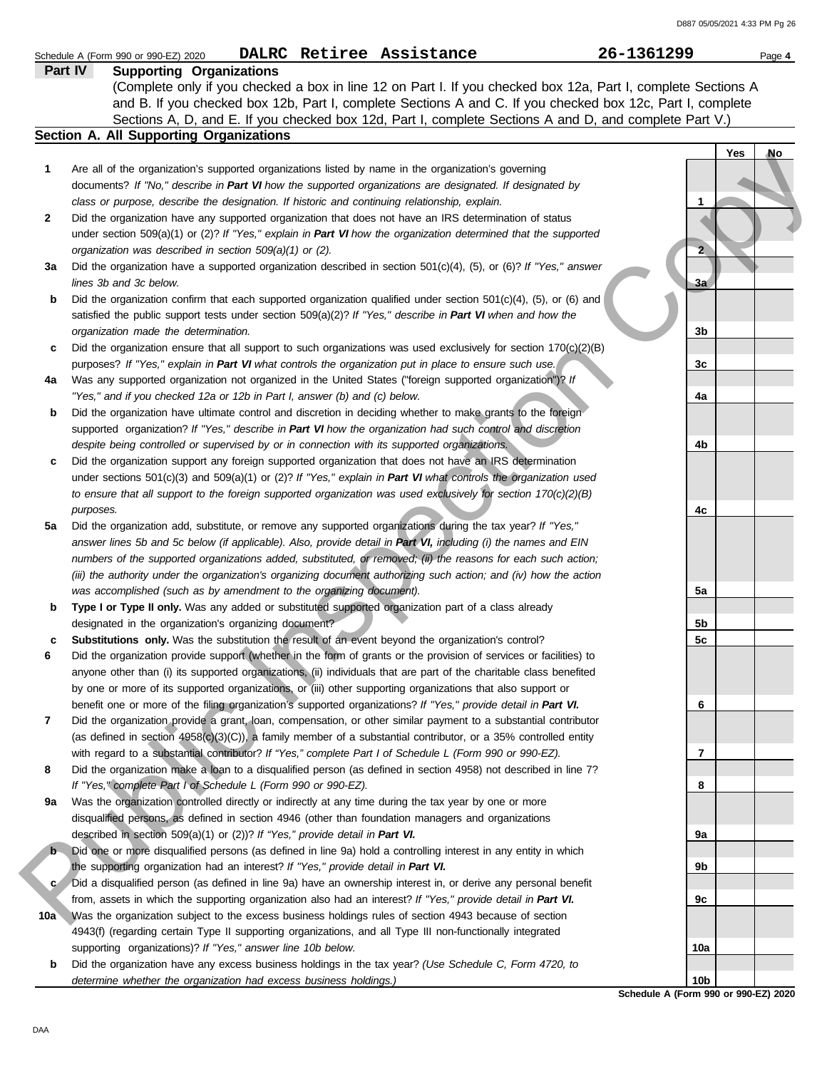Schedule A (Form 990 or 990-EZ) 2020 **DALRC Retiree Assistance** **26-1361299** Page **4**

## Part IV Supporting Organizations

(Complete only if you checked a box in line 12 on Part I. If you checked box 12a, Part I, complete Sections A and B. If you checked box 12b, Part I, complete Sections A and C. If you checked box 12c, Part I, complete Sections A, D, and E. If you checked box 12d, Part I, complete Sections A and D, and complete Part V.)

### Section A. All Supporting Organizations

| | | | Yes | No |
|---|---|---|---|---|
| **1** | Are all of the organization's supported organizations listed by name in the organization's governing documents? *If "No," describe in **Part VI** how the supported organizations are designated. If designated by class or purpose, describe the designation. If historic and continuing relationship, explain.* | **1** | | |
| **2** | Did the organization have any supported organization that does not have an IRS determination of status under section 509(a)(1) or (2)? *If "Yes," explain in **Part VI** how the organization determined that the supported organization was described in section 509(a)(1) or (2).* | **2** | | |
| **3a** | Did the organization have a supported organization described in section 501(c)(4), (5), or (6)? *If "Yes," answer lines 3b and 3c below.* | **3a** | | |
| **b** | Did the organization confirm that each supported organization qualified under section 501(c)(4), (5), or (6) and satisfied the public support tests under section 509(a)(2)? *If "Yes," describe in **Part VI** when and how the organization made the determination.* | **3b** | | |
| **c** | Did the organization ensure that all support to such organizations was used exclusively for section 170(c)(2)(B) purposes? *If "Yes," explain in **Part VI** what controls the organization put in place to ensure such use.* | **3c** | | |
| **4a** | Was any supported organization not organized in the United States ("foreign supported organization")? *If "Yes," and if you checked 12a or 12b in Part I, answer (b) and (c) below.* | **4a** | | |
| **b** | Did the organization have ultimate control and discretion in deciding whether to make grants to the foreign supported organization? *If "Yes," describe in **Part VI** how the organization had such control and discretion despite being controlled or supervised by or in connection with its supported organizations.* | **4b** | | |
| **c** | Did the organization support any foreign supported organization that does not have an IRS determination under sections 501(c)(3) and 509(a)(1) or (2)? *If "Yes," explain in **Part VI** what controls the organization used to ensure that all support to the foreign supported organization was used exclusively for section 170(c)(2)(B) purposes.* | **4c** | | |
| **5a** | Did the organization add, substitute, or remove any supported organizations during the tax year? *If "Yes," answer lines 5b and 5c below (if applicable). Also, provide detail in **Part VI,** including (i) the names and EIN numbers of the supported organizations added, substituted, or removed; (ii) the reasons for each such action; (iii) the authority under the organization's organizing document authorizing such action; and (iv) how the action was accomplished (such as by amendment to the organizing document).* | **5a** | | |
| **b** | **Type I or Type II only.** Was any added or substituted supported organization part of a class already designated in the organization's organizing document? | **5b** | | |
| **c** | **Substitutions only.** Was the substitution the result of an event beyond the organization's control? | **5c** | | |
| **6** | Did the organization provide support (whether in the form of grants or the provision of services or facilities) to anyone other than (i) its supported organizations, (ii) individuals that are part of the charitable class benefited by one or more of its supported organizations, or (iii) other supporting organizations that also support or benefit one or more of the filing organization's supported organizations? *If "Yes," provide detail in **Part VI.*** | **6** | | |
| **7** | Did the organization provide a grant, loan, compensation, or other similar payment to a substantial contributor (as defined in section 4958(c)(3)(C)), a family member of a substantial contributor, or a 35% controlled entity with regard to a substantial contributor? *If "Yes," complete Part I of Schedule L (Form 990 or 990-EZ).* | **7** | | |
| **8** | Did the organization make a loan to a disqualified person (as defined in section 4958) not described in line 7? *If "Yes," complete Part I of Schedule L (Form 990 or 990-EZ).* | **8** | | |
| **9a** | Was the organization controlled directly or indirectly at any time during the tax year by one or more disqualified persons, as defined in section 4946 (other than foundation managers and organizations described in section 509(a)(1) or (2))? *If "Yes," provide detail in **Part VI.*** | **9a** | | |
| **b** | Did one or more disqualified persons (as defined in line 9a) hold a controlling interest in any entity in which the supporting organization had an interest? *If "Yes," provide detail in **Part VI.*** | **9b** | | |
| **c** | Did a disqualified person (as defined in line 9a) have an ownership interest in, or derive any personal benefit from, assets in which the supporting organization also had an interest? *If "Yes," provide detail in **Part VI.*** | **9c** | | |
| **10a** | Was the organization subject to the excess business holdings rules of section 4943 because of section 4943(f) (regarding certain Type II supporting organizations, and all Type III non-functionally integrated supporting organizations)? *If "Yes," answer line 10b below.* | **10a** | | |
| **b** | Did the organization have any excess business holdings in the tax year? *(Use Schedule C, Form 4720, to determine whether the organization had excess business holdings.)* | **10b** | | |

**Schedule A (Form 990 or 990-EZ) 2020**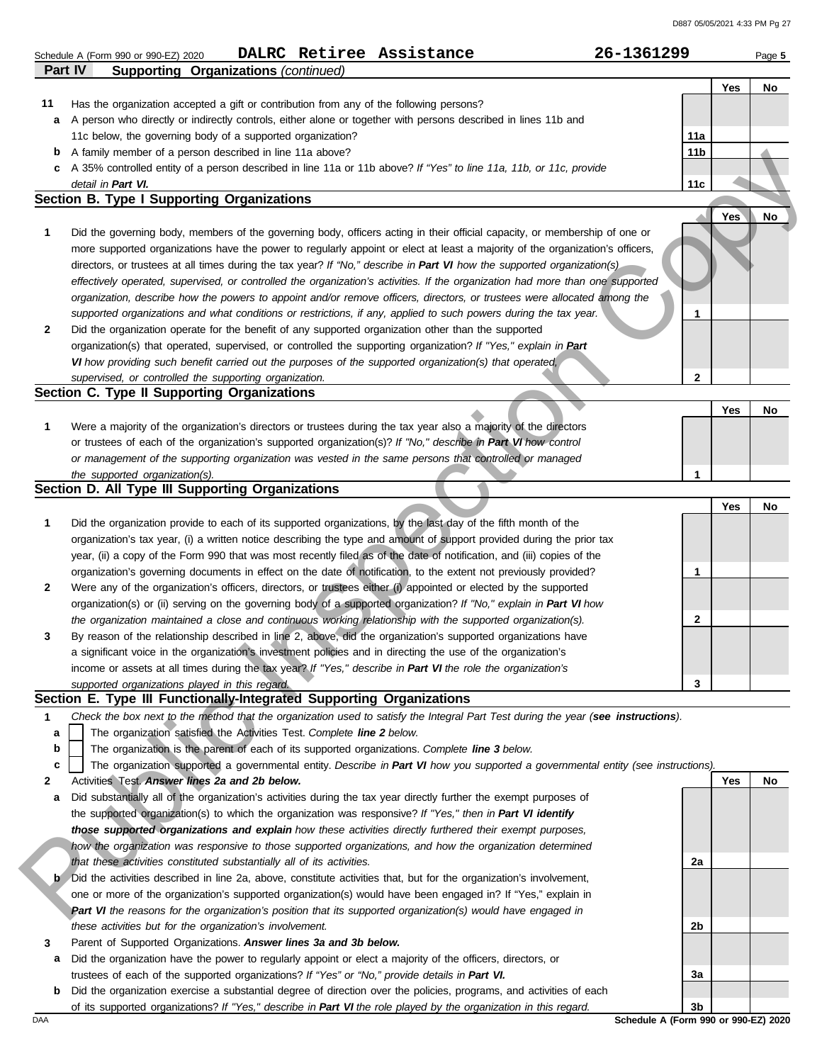Schedule A (Form 990 or 990-EZ) 2020 **DALRC Retiree Assistance** **26-1361299** Page **5**

**Part IV** **Supporting Organizations** *(continued)*

| | | | Yes | No |
|---|---|---|---|---|
| **11** | Has the organization accepted a gift or contribution from any of the following persons? | | | |
| **a** | A person who directly or indirectly controls, either alone or together with persons described in lines 11b and 11c below, the governing body of a supported organization? | **11a** | | |
| **b** | A family member of a person described in line 11a above? | **11b** | | |
| **c** | A 35% controlled entity of a person described in line 11a or 11b above? *If "Yes" to line 11a, 11b, or 11c, provide detail in* ***Part VI.*** | **11c** | | |

## Section B. Type I Supporting Organizations

| | | | Yes | No |
|---|---|---|---|---|
| **1** | Did the governing body, members of the governing body, officers acting in their official capacity, or membership of one or more supported organizations have the power to regularly appoint or elect at least a majority of the organization's officers, directors, or trustees at all times during the tax year? *If "No," describe in* ***Part VI*** *how the supported organization(s) effectively operated, supervised, or controlled the organization's activities. If the organization had more than one supported organization, describe how the powers to appoint and/or remove officers, directors, or trustees were allocated among the supported organizations and what conditions or restrictions, if any, applied to such powers during the tax year.* | **1** | | |
| **2** | Did the organization operate for the benefit of any supported organization other than the supported organization(s) that operated, supervised, or controlled the supporting organization? *If "Yes," explain in* ***Part VI*** *how providing such benefit carried out the purposes of the supported organization(s) that operated, supervised, or controlled the supporting organization.* | **2** | | |

## Section C. Type II Supporting Organizations

| | | | Yes | No |
|---|---|---|---|---|
| **1** | Were a majority of the organization's directors or trustees during the tax year also a majority of the directors or trustees of each of the organization's supported organization(s)? *If "No," describe in* ***Part VI*** *how control or management of the supporting organization was vested in the same persons that controlled or managed the supported organization(s).* | **1** | | |

## Section D. All Type III Supporting Organizations

| | | | Yes | No |
|---|---|---|---|---|
| **1** | Did the organization provide to each of its supported organizations, by the last day of the fifth month of the organization's tax year, (i) a written notice describing the type and amount of support provided during the prior tax year, (ii) a copy of the Form 990 that was most recently filed as of the date of notification, and (iii) copies of the organization's governing documents in effect on the date of notification, to the extent not previously provided? | **1** | | |
| **2** | Were any of the organization's officers, directors, or trustees either (i) appointed or elected by the supported organization(s) or (ii) serving on the governing body of a supported organization? *If "No," explain in* ***Part VI*** *how the organization maintained a close and continuous working relationship with the supported organization(s).* | **2** | | |
| **3** | By reason of the relationship described in line 2, above, did the organization's supported organizations have a significant voice in the organization's investment policies and in directing the use of the organization's income or assets at all times during the tax year? *If "Yes," describe in* ***Part VI*** *the role the organization's supported organizations played in this regard.* | **3** | | |

## Section E. Type III Functionally-Integrated Supporting Organizations

**1** *Check the box next to the method that the organization used to satisfy the Integral Part Test during the year (**see instructions**).*

- **a** ☐ The organization satisfied the Activities Test. *Complete **line 2** below.*
- **b** ☐ The organization is the parent of each of its supported organizations. *Complete **line 3** below.*
- **c** ☐ The organization supported a governmental entity. *Describe in **Part VI** how you supported a governmental entity (see instructions).*

| | | | Yes | No |
|---|---|---|---|---|
| **2** | Activities Test. ***Answer lines 2a and 2b below.*** | | | |
| **a** | Did substantially all of the organization's activities during the tax year directly further the exempt purposes of the supported organization(s) to which the organization was responsive? *If "Yes," then in* ***Part VI identify those supported organizations and explain*** *how these activities directly furthered their exempt purposes, how the organization was responsive to those supported organizations, and how the organization determined that these activities constituted substantially all of its activities.* | **2a** | | |
| **b** | Did the activities described in line 2a, above, constitute activities that, but for the organization's involvement, one or more of the organization's supported organization(s) would have been engaged in? If "Yes," explain in ***Part VI*** *the reasons for the organization's position that its supported organization(s) would have engaged in these activities but for the organization's involvement.* | **2b** | | |
| **3** | Parent of Supported Organizations. ***Answer lines 3a and 3b below.*** | | | |
| **a** | Did the organization have the power to regularly appoint or elect a majority of the officers, directors, or trustees of each of the supported organizations? *If "Yes" or "No," provide details in* ***Part VI.*** | **3a** | | |
| **b** | Did the organization exercise a substantial degree of direction over the policies, programs, and activities of each of its supported organizations? *If "Yes," describe in* ***Part VI*** *the role played by the organization in this regard.* | **3b** | | |

**Schedule A (Form 990 or 990-EZ) 2020**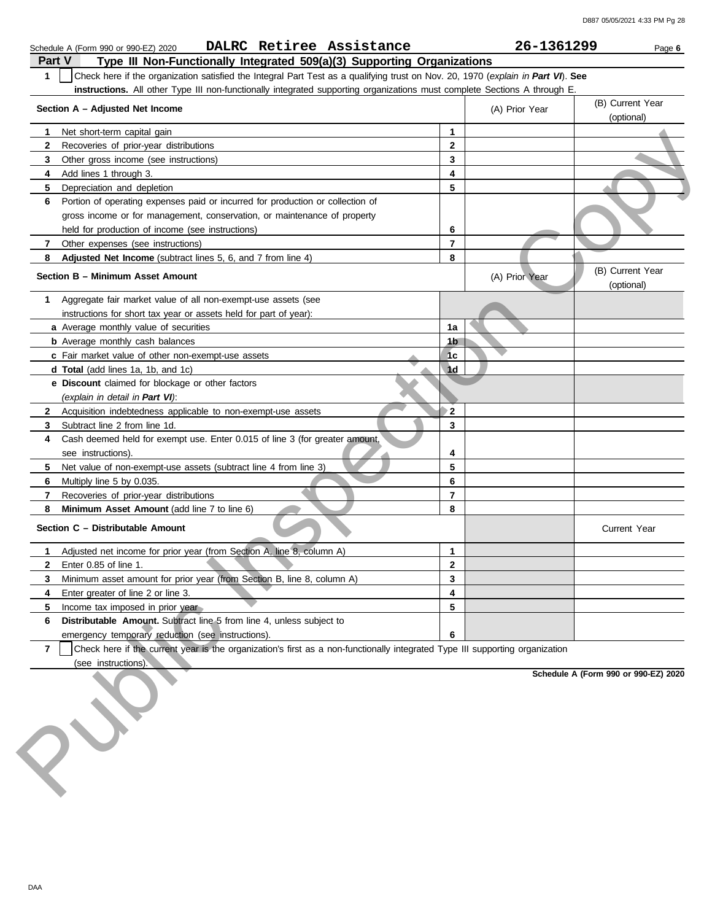Schedule A (Form 990 or 990-EZ) 2020 **DALRC Retiree Assistance** **26-1361299** Page **6**

## Part V Type III Non-Functionally Integrated 509(a)(3) Supporting Organizations

**1** ☐ Check here if the organization satisfied the Integral Part Test as a qualifying trust on Nov. 20, 1970 (*explain in **Part VI***). **See instructions.** All other Type III non-functionally integrated supporting organizations must complete Sections A through E.

| Section A – Adjusted Net Income | | (A) Prior Year | (B) Current Year (optional) |
|---|---|---|---|
| **1** Net short-term capital gain | **1** | | |
| **2** Recoveries of prior-year distributions | **2** | | |
| **3** Other gross income (see instructions) | **3** | | |
| **4** Add lines 1 through 3. | **4** | | |
| **5** Depreciation and depletion | **5** | | |
| **6** Portion of operating expenses paid or incurred for production or collection of gross income or for management, conservation, or maintenance of property held for production of income (see instructions) | **6** | | |
| **7** Other expenses (see instructions) | **7** | | |
| **8** **Adjusted Net Income** (subtract lines 5, 6, and 7 from line 4) | **8** | | |

| Section B – Minimum Asset Amount | | (A) Prior Year | (B) Current Year (optional) |
|---|---|---|---|
| **1** Aggregate fair market value of all non-exempt-use assets (see instructions for short tax year or assets held for part of year): | | | |
| **a** Average monthly value of securities | **1a** | | |
| **b** Average monthly cash balances | **1b** | | |
| **c** Fair market value of other non-exempt-use assets | **1c** | | |
| **d Total** (add lines 1a, 1b, and 1c) | **1d** | | |
| **e Discount** claimed for blockage or other factors (*explain in detail in **Part VI***): | | | |
| **2** Acquisition indebtedness applicable to non-exempt-use assets | **2** | | |
| **3** Subtract line 2 from line 1d. | **3** | | |
| **4** Cash deemed held for exempt use. Enter 0.015 of line 3 (for greater amount, see instructions). | **4** | | |
| **5** Net value of non-exempt-use assets (subtract line 4 from line 3) | **5** | | |
| **6** Multiply line 5 by 0.035. | **6** | | |
| **7** Recoveries of prior-year distributions | **7** | | |
| **8** **Minimum Asset Amount** (add line 7 to line 6) | **8** | | |

| Section C – Distributable Amount | | | Current Year |
|---|---|---|---|
| **1** Adjusted net income for prior year (from Section A, line 8, column A) | **1** | | |
| **2** Enter 0.85 of line 1. | **2** | | |
| **3** Minimum asset amount for prior year (from Section B, line 8, column A) | **3** | | |
| **4** Enter greater of line 2 or line 3. | **4** | | |
| **5** Income tax imposed in prior year | **5** | | |
| **6** **Distributable Amount.** Subtract line 5 from line 4, unless subject to emergency temporary reduction (see instructions). | **6** | | |

**7** ☐ Check here if the current year is the organization's first as a non-functionally integrated Type III supporting organization (see instructions).

**Schedule A (Form 990 or 990-EZ) 2020**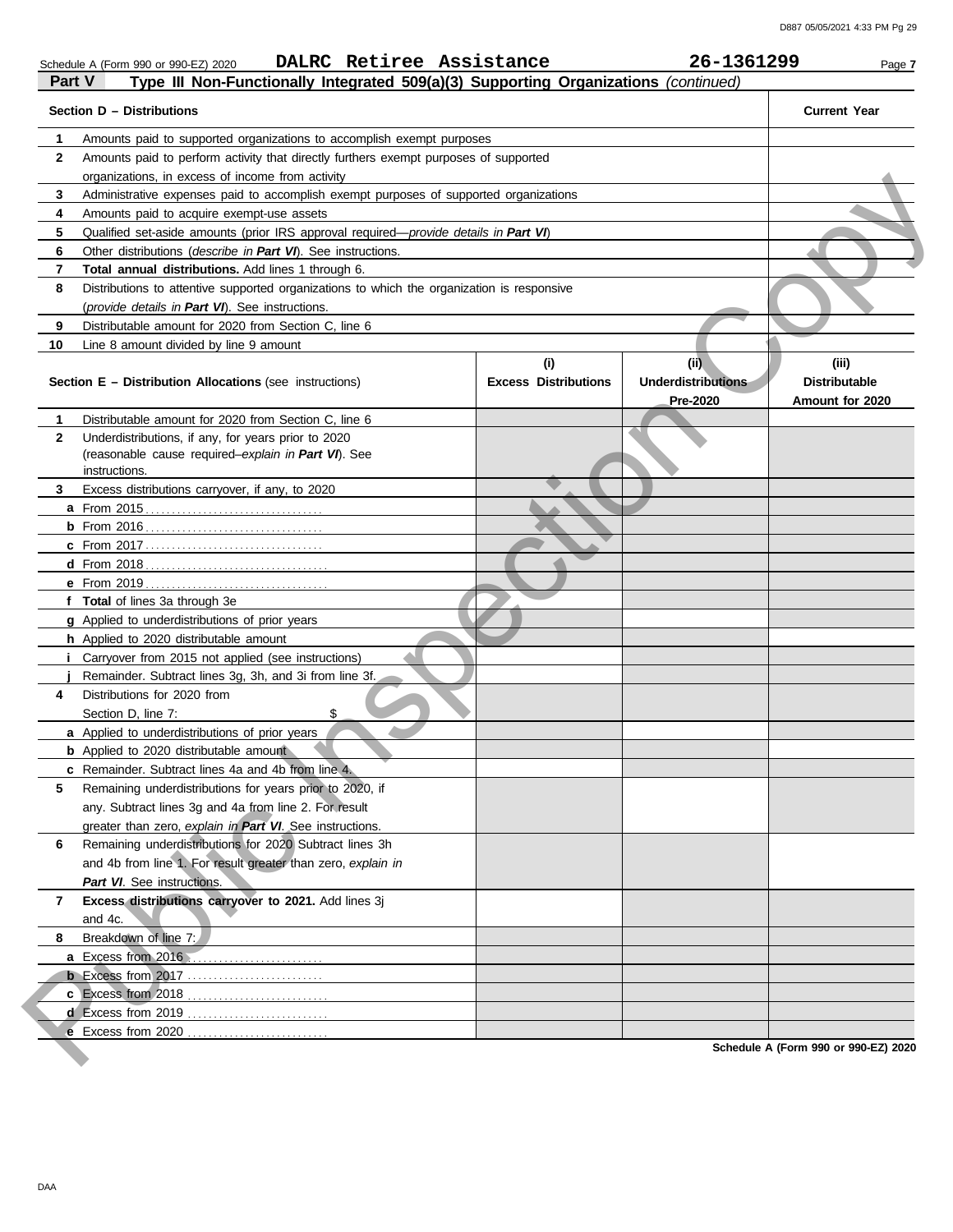Schedule A (Form 990 or 990-EZ) 2020 **DALRC Retiree Assistance** **26-1361299** Page **7**

## Part V — Type III Non-Functionally Integrated 509(a)(3) Supporting Organizations *(continued)*

| **Section D – Distributions** | **Current Year** |
|---|---|
| **1** Amounts paid to supported organizations to accomplish exempt purposes | |
| **2** Amounts paid to perform activity that directly furthers exempt purposes of supported organizations, in excess of income from activity | |
| **3** Administrative expenses paid to accomplish exempt purposes of supported organizations | |
| **4** Amounts paid to acquire exempt-use assets | |
| **5** Qualified set-aside amounts (prior IRS approval required—*provide details in **Part VI***) | |
| **6** Other distributions (*describe in **Part VI***). See instructions. | |
| **7** **Total annual distributions.** Add lines 1 through 6. | |
| **8** Distributions to attentive supported organizations to which the organization is responsive (*provide details in **Part VI***). See instructions. | |
| **9** Distributable amount for 2020 from Section C, line 6 | |
| **10** Line 8 amount divided by line 9 amount | |

| **Section E – Distribution Allocations** (see instructions) | **(i) Excess Distributions** | **(ii) Underdistributions Pre-2020** | **(iii) Distributable Amount for 2020** |
|---|---|---|---|
| **1** Distributable amount for 2020 from Section C, line 6 | | | |
| **2** Underdistributions, if any, for years prior to 2020 (reasonable cause required–*explain in **Part VI***). See instructions. | | | |
| **3** Excess distributions carryover, if any, to 2020 | | | |
| **a** From 2015 | | | |
| **b** From 2016 | | | |
| **c** From 2017 | | | |
| **d** From 2018 | | | |
| **e** From 2019 | | | |
| **f** **Total** of lines 3a through 3e | | | |
| **g** Applied to underdistributions of prior years | | | |
| **h** Applied to 2020 distributable amount | | | |
| **i** Carryover from 2015 not applied (see instructions) | | | |
| **j** Remainder. Subtract lines 3g, 3h, and 3i from line 3f. | | | |
| **4** Distributions for 2020 from Section D, line 7: $ | | | |
| **a** Applied to underdistributions of prior years | | | |
| **b** Applied to 2020 distributable amount | | | |
| **c** Remainder. Subtract lines 4a and 4b from line 4. | | | |
| **5** Remaining underdistributions for years prior to 2020, if any. Subtract lines 3g and 4a from line 2. For result greater than zero, *explain in **Part VI***. See instructions. | | | |
| **6** Remaining underdistributions for 2020 Subtract lines 3h and 4b from line 1. For result greater than zero, *explain in **Part VI***. See instructions. | | | |
| **7** **Excess distributions carryover to 2021.** Add lines 3j and 4c. | | | |
| **8** Breakdown of line 7: | | | |
| **a** Excess from 2016 | | | |
| **b** Excess from 2017 | | | |
| **c** Excess from 2018 | | | |
| **d** Excess from 2019 | | | |
| **e** Excess from 2020 | | | |

**Schedule A (Form 990 or 990-EZ) 2020**

Public Inspection Copy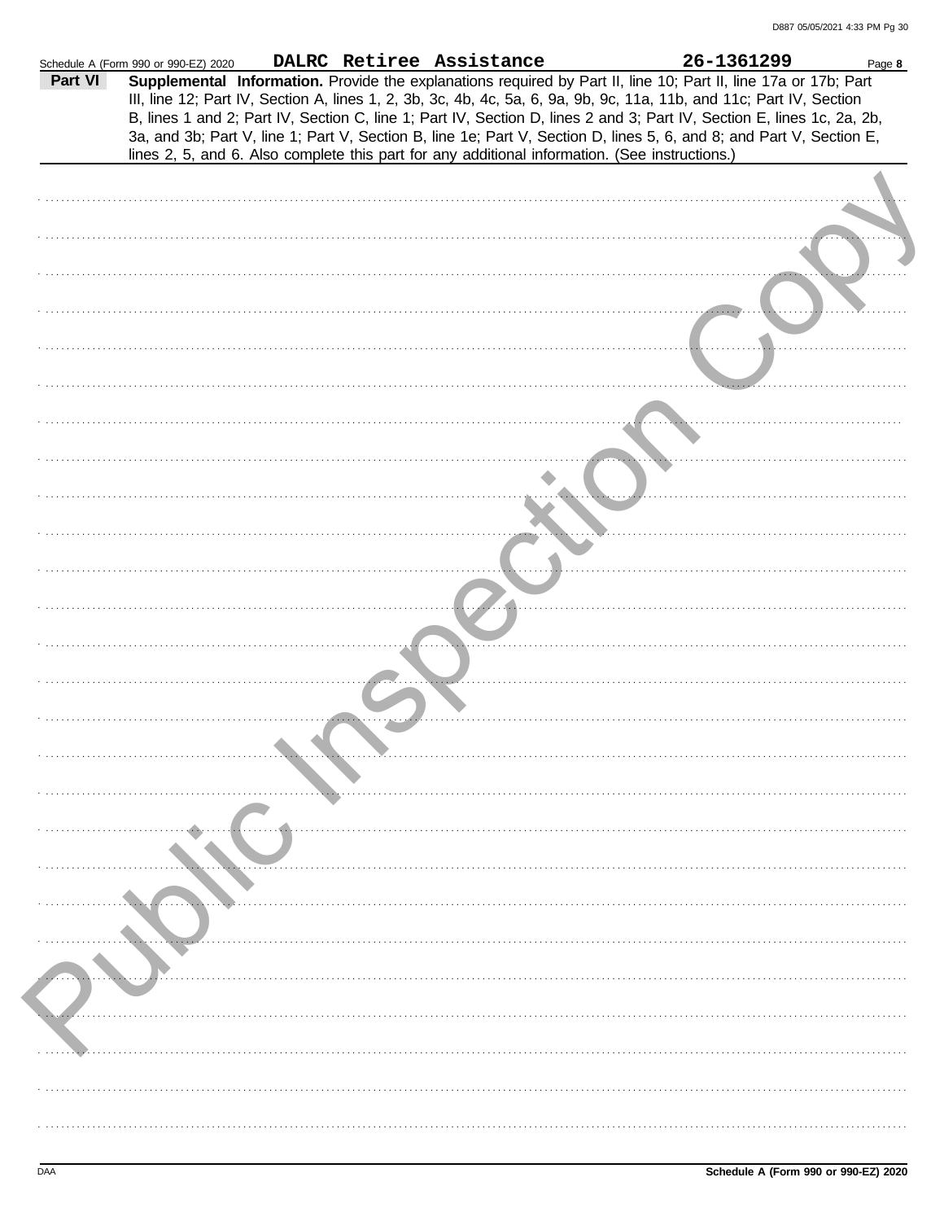Schedule A (Form 990 or 990-EZ) 2020 **DALRC Retiree Assistance** **26-1361299** Page **8**

**Part VI** **Supplemental Information.** Provide the explanations required by Part II, line 10; Part II, line 17a or 17b; Part III, line 12; Part IV, Section A, lines 1, 2, 3b, 3c, 4b, 4c, 5a, 6, 9a, 9b, 9c, 11a, 11b, and 11c; Part IV, Section B, lines 1 and 2; Part IV, Section C, line 1; Part IV, Section D, lines 2 and 3; Part IV, Section E, lines 1c, 2a, 2b, 3a, and 3b; Part V, line 1; Part V, Section B, line 1e; Part V, Section D, lines 5, 6, and 8; and Part V, Section E, lines 2, 5, and 6. Also complete this part for any additional information. (See instructions.)

Public Inspection Copy

DAA **Schedule A (Form 990 or 990-EZ) 2020**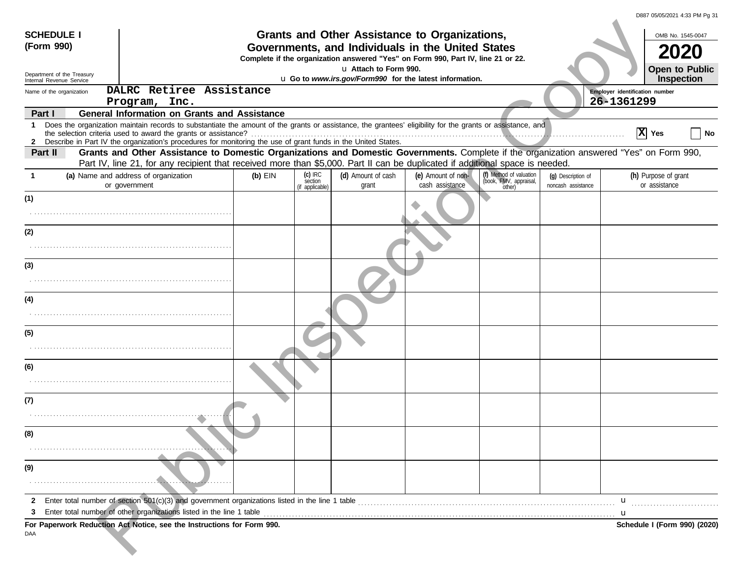**SCHEDULE I (Form 990)**

Department of the Treasury
Internal Revenue Service

# Grants and Other Assistance to Organizations, Governments, and Individuals in the United States

**Complete if the organization answered "Yes" on Form 990, Part IV, line 21 or 22.**
**u Attach to Form 990.**
**u Go to *www.irs.gov/Form990* for the latest information.**

OMB No. 1545-0047

**2020**

**Open to Public Inspection**

Name of the organization: **DALRC Retiree Assistance Program, Inc.**

Employer identification number: **26-1361299**

## Part I General Information on Grants and Assistance

1 Does the organization maintain records to substantiate the amount of the grants or assistance, the grantees' eligibility for the grants or assistance, and the selection criteria used to award the grants or assistance? [X] Yes [ ] No

2 Describe in Part IV the organization's procedures for monitoring the use of grant funds in the United States.

## Part II Grants and Other Assistance to Domestic Organizations and Domestic Governments.

Complete if the organization answered "Yes" on Form 990, Part IV, line 21, for any recipient that received more than $5,000. Part II can be duplicated if additional space is needed.

| 1 (a) Name and address of organization or government | (b) EIN | (c) IRC section (if applicable) | (d) Amount of cash grant | (e) Amount of non-cash assistance | (f) Method of valuation (book, FMV, appraisal, other) | (g) Description of noncash assistance | (h) Purpose of grant or assistance |
|---|---|---|---|---|---|---|---|
| (1) | | | | | | | |
| (2) | | | | | | | |
| (3) | | | | | | | |
| (4) | | | | | | | |
| (5) | | | | | | | |
| (6) | | | | | | | |
| (7) | | | | | | | |
| (8) | | | | | | | |
| (9) | | | | | | | |

2 Enter total number of section 501(c)(3) and government organizations listed in the line 1 table u

3 Enter total number of other organizations listed in the line 1 table u

**For Paperwork Reduction Act Notice, see the Instructions for Form 990.** **Schedule I (Form 990) (2020)**

DAA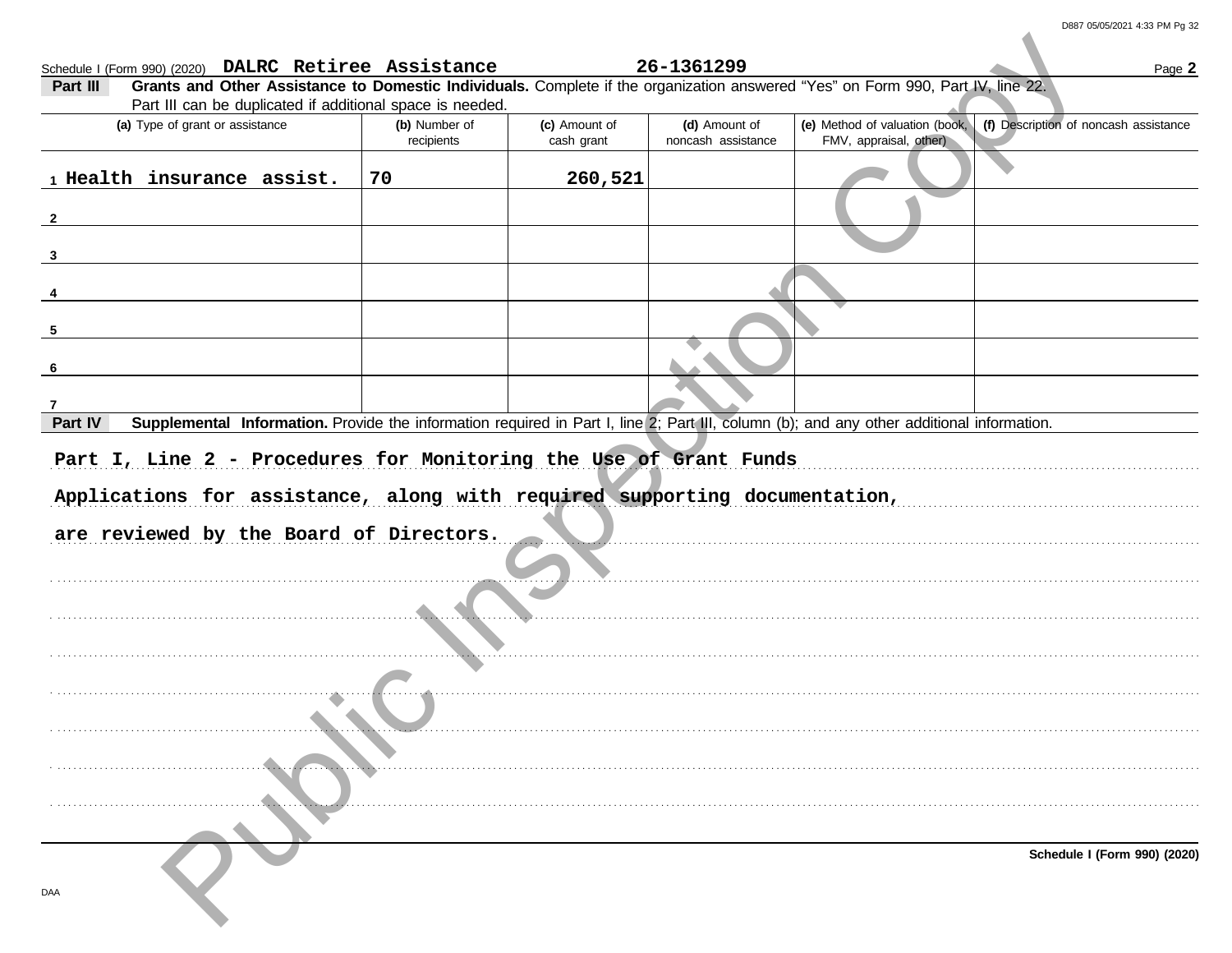Schedule I (Form 990) (2020) **DALRC Retiree Assistance** **26-1361299** Page **2**

**Part III** **Grants and Other Assistance to Domestic Individuals.** Complete if the organization answered "Yes" on Form 990, Part IV, line 22. Part III can be duplicated if additional space is needed.

| | (a) Type of grant or assistance | (b) Number of recipients | (c) Amount of cash grant | (d) Amount of noncash assistance | (e) Method of valuation (book, FMV, appraisal, other) | (f) Description of noncash assistance |
|---|---|---|---|---|---|---|
| 1 | Health insurance assist. | 70 | 260,521 | | | |
| 2 | | | | | | |
| 3 | | | | | | |
| 4 | | | | | | |
| 5 | | | | | | |
| 6 | | | | | | |
| 7 | | | | | | |

**Part IV** **Supplemental Information.** Provide the information required in Part I, line 2; Part III, column (b); and any other additional information.

Part I, Line 2 - Procedures for Monitoring the Use of Grant Funds

Applications for assistance, along with required supporting documentation, are reviewed by the Board of Directors.

**Schedule I (Form 990) (2020)**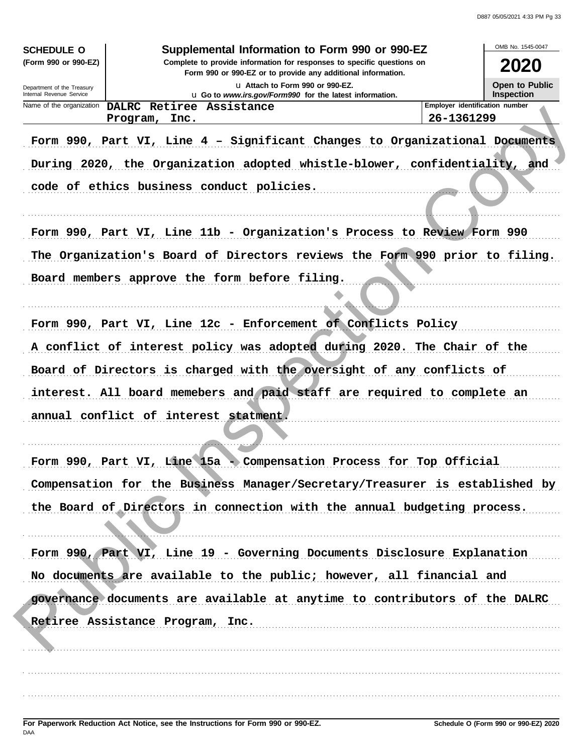**SCHEDULE O**
**(Form 990 or 990-EZ)**

Department of the Treasury
Internal Revenue Service

# Supplemental Information to Form 990 or 990-EZ

**Complete to provide information for responses to specific questions on Form 990 or 990-EZ or to provide any additional information.**

u Attach to Form 990 or 990-EZ.
u Go to *www.irs.gov/Form990* for the latest information.

OMB No. 1545-0047

**2020**

**Open to Public Inspection**

| Name of the organization | Employer identification number |
|---|---|
| DALRC Retiree Assistance Program, Inc. | 26-1361299 |

Form 990, Part VI, Line 4 – Significant Changes to Organizational Documents
During 2020, the Organization adopted whistle-blower, confidentiality, and code of ethics business conduct policies.

Form 990, Part VI, Line 11b - Organization's Process to Review Form 990
The Organization's Board of Directors reviews the Form 990 prior to filing. Board members approve the form before filing.

Form 990, Part VI, Line 12c - Enforcement of Conflicts Policy
A conflict of interest policy was adopted during 2020. The Chair of the Board of Directors is charged with the oversight of any conflicts of interest. All board memebers and paid staff are required to complete an annual conflict of interest statment.

Form 990, Part VI, Line 15a - Compensation Process for Top Official
Compensation for the Business Manager/Secretary/Treasurer is established by the Board of Directors in connection with the annual budgeting process.

Form 990, Part VI, Line 19 - Governing Documents Disclosure Explanation
No documents are available to the public; however, all financial and governance documents are available at anytime to contributors of the DALRC Retiree Assistance Program, Inc.

**For Paperwork Reduction Act Notice, see the Instructions for Form 990 or 990-EZ.**
DAA

**Schedule O (Form 990 or 990-EZ) 2020**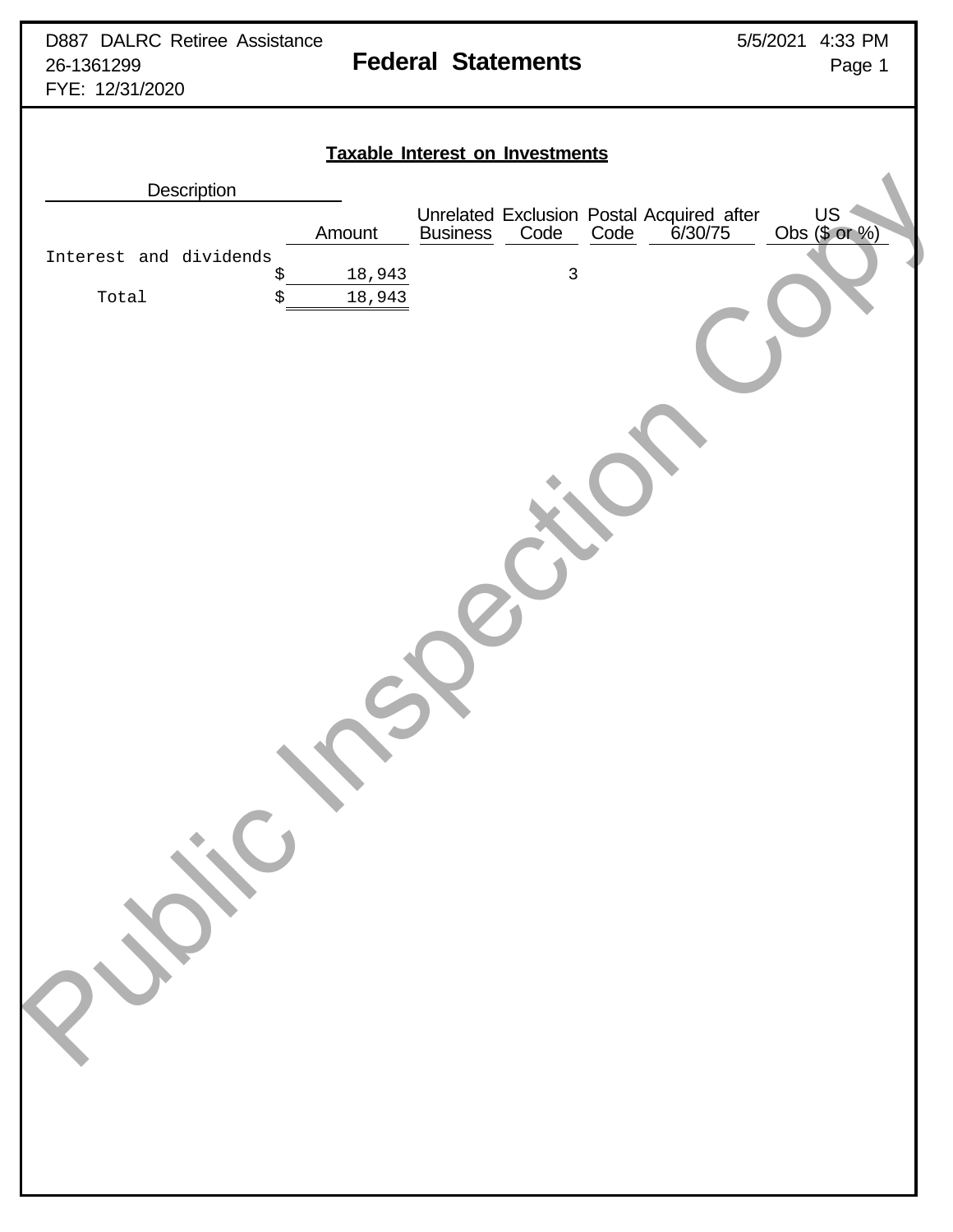D887 DALRC Retiree Assistance
26-1361299
FYE: 12/31/2020

# Federal Statements

5/5/2021 4:33 PM

## Taxable Interest on Investments

| Description | Amount | Unrelated Business | Exclusion Code | Postal Code | Acquired after 6/30/75 | US Obs ($ or %) |
|---|---|---|---|---|---|---|
| Interest and dividends | $ 18,943 | | 3 | | | |
| Total | $ 18,943 | | | | | |

Public Inspection Copy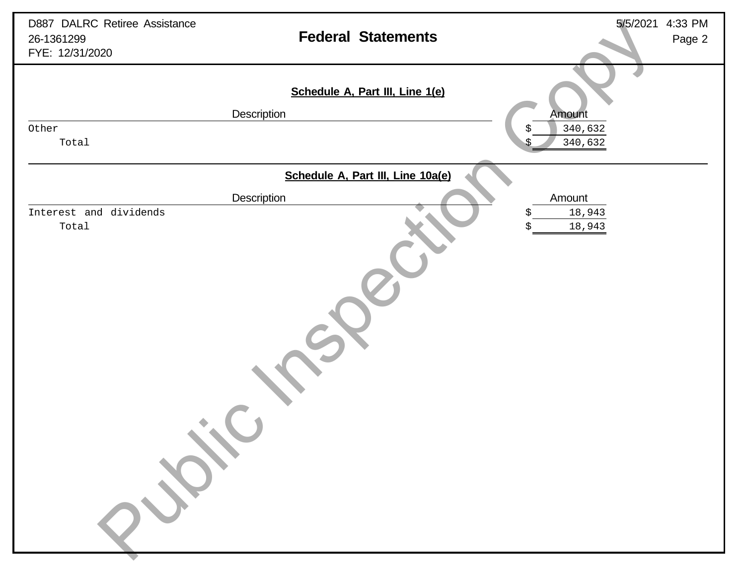D887 DALRC Retiree Assistance
26-1361299
FYE: 12/31/2020

# Federal Statements

5/5/2021 4:33 PM

## Schedule A, Part III, Line 1(e)

| Description | Amount |
|---|---|
| Other | $ 340,632 |
| Total | $ 340,632 |

## Schedule A, Part III, Line 10a(e)

| Description | Amount |
|---|---|
| Interest and dividends | $ 18,943 |
| Total | $ 18,943 |

Public Inspection Copy